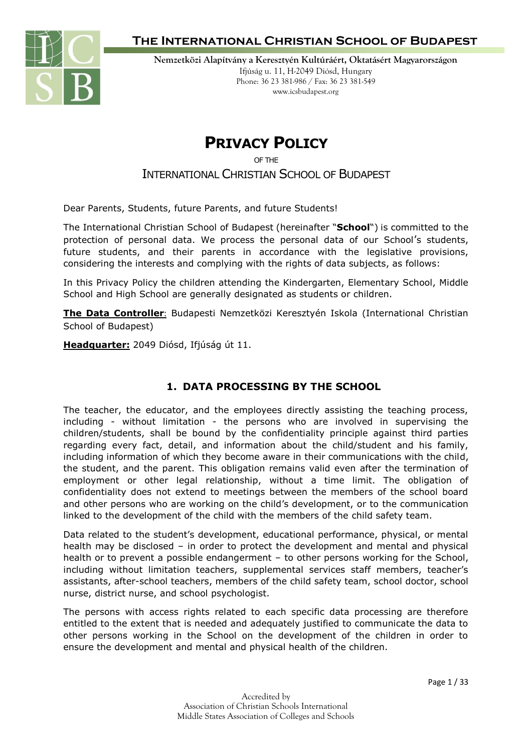**The International Christian School of Budapest**

**Nemzetközi Alapítvány a Keresztyén Kultúráért, Oktatásért Magyarországon**
Ifjúság u. 11, H-2049 Diósd, Hungary
Phone: 36 23 381-986 / Fax: 36 23 381-549
www.icsbudapest.org

# PRIVACY POLICY

OF THE

## INTERNATIONAL CHRISTIAN SCHOOL OF BUDAPEST

Dear Parents, Students, future Parents, and future Students!

The International Christian School of Budapest (hereinafter "**School**") is committed to the protection of personal data. We process the personal data of our School's students, future students, and their parents in accordance with the legislative provisions, considering the interests and complying with the rights of data subjects, as follows:

In this Privacy Policy the children attending the Kindergarten, Elementary School, Middle School and High School are generally designated as students or children.

**The Data Controller**: Budapesti Nemzetközi Keresztyén Iskola (International Christian School of Budapest)

**Headquarter:** 2049 Diósd, Ifjúság út 11.

## 1. DATA PROCESSING BY THE SCHOOL

The teacher, the educator, and the employees directly assisting the teaching process, including - without limitation - the persons who are involved in supervising the children/students, shall be bound by the confidentiality principle against third parties regarding every fact, detail, and information about the child/student and his family, including information of which they become aware in their communications with the child, the student, and the parent. This obligation remains valid even after the termination of employment or other legal relationship, without a time limit. The obligation of confidentiality does not extend to meetings between the members of the school board and other persons who are working on the child's development, or to the communication linked to the development of the child with the members of the child safety team.

Data related to the student's development, educational performance, physical, or mental health may be disclosed – in order to protect the development and mental and physical health or to prevent a possible endangerment – to other persons working for the School, including without limitation teachers, supplemental services staff members, teacher's assistants, after-school teachers, members of the child safety team, school doctor, school nurse, district nurse, and school psychologist.

The persons with access rights related to each specific data processing are therefore entitled to the extent that is needed and adequately justified to communicate the data to other persons working in the School on the development of the children in order to ensure the development and mental and physical health of the children.

Accredited by
Association of Christian Schools International
Middle States Association of Colleges and Schools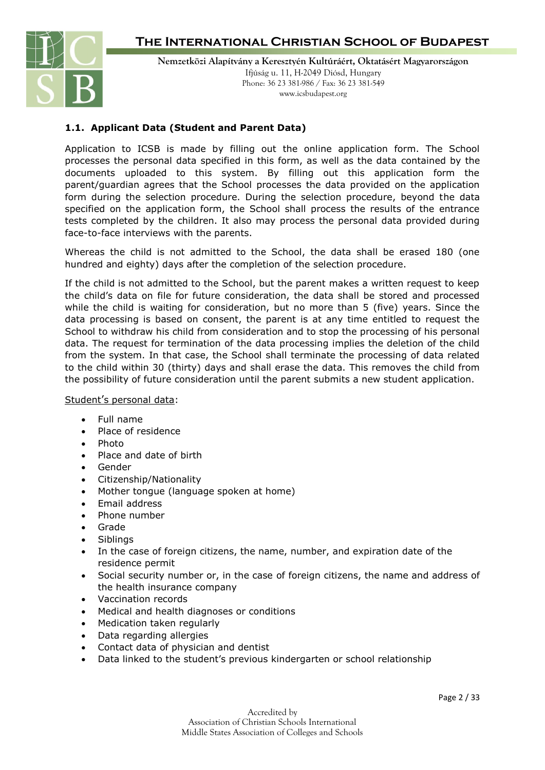### 1.1. Applicant Data (Student and Parent Data)

Application to ICSB is made by filling out the online application form. The School processes the personal data specified in this form, as well as the data contained by the documents uploaded to this system. By filling out this application form the parent/guardian agrees that the School processes the data provided on the application form during the selection procedure. During the selection procedure, beyond the data specified on the application form, the School shall process the results of the entrance tests completed by the children. It also may process the personal data provided during face-to-face interviews with the parents.

Whereas the child is not admitted to the School, the data shall be erased 180 (one hundred and eighty) days after the completion of the selection procedure.

If the child is not admitted to the School, but the parent makes a written request to keep the child's data on file for future consideration, the data shall be stored and processed while the child is waiting for consideration, but no more than 5 (five) years. Since the data processing is based on consent, the parent is at any time entitled to request the School to withdraw his child from consideration and to stop the processing of his personal data. The request for termination of the data processing implies the deletion of the child from the system. In that case, the School shall terminate the processing of data related to the child within 30 (thirty) days and shall erase the data. This removes the child from the possibility of future consideration until the parent submits a new student application.

<u>Student's personal data</u>:

- Full name
- Place of residence
- Photo
- Place and date of birth
- Gender
- Citizenship/Nationality
- Mother tongue (language spoken at home)
- Email address
- Phone number
- Grade
- Siblings
- In the case of foreign citizens, the name, number, and expiration date of the residence permit
- Social security number or, in the case of foreign citizens, the name and address of the health insurance company
- Vaccination records
- Medical and health diagnoses or conditions
- Medication taken regularly
- Data regarding allergies
- Contact data of physician and dentist
- Data linked to the student's previous kindergarten or school relationship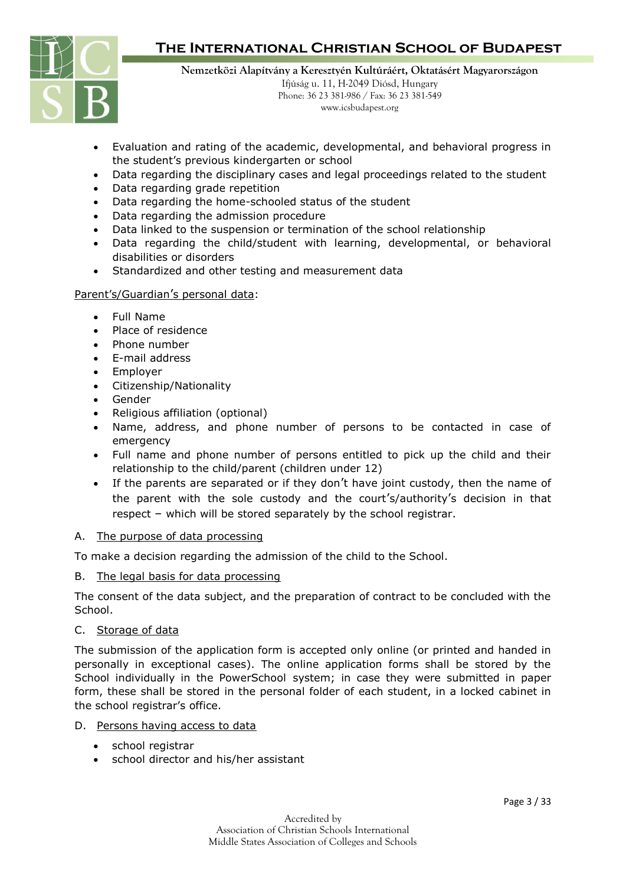- Evaluation and rating of the academic, developmental, and behavioral progress in the student's previous kindergarten or school
- Data regarding the disciplinary cases and legal proceedings related to the student
- Data regarding grade repetition
- Data regarding the home-schooled status of the student
- Data regarding the admission procedure
- Data linked to the suspension or termination of the school relationship
- Data regarding the child/student with learning, developmental, or behavioral disabilities or disorders
- Standardized and other testing and measurement data

<u>Parent's/Guardian's personal data</u>:

- Full Name
- Place of residence
- Phone number
- E-mail address
- Employer
- Citizenship/Nationality
- Gender
- Religious affiliation (optional)
- Name, address, and phone number of persons to be contacted in case of emergency
- Full name and phone number of persons entitled to pick up the child and their relationship to the child/parent (children under 12)
- If the parents are separated or if they don't have joint custody, then the name of the parent with the sole custody and the court's/authority's decision in that respect – which will be stored separately by the school registrar.

A. <u>The purpose of data processing</u>

To make a decision regarding the admission of the child to the School.

B. <u>The legal basis for data processing</u>

The consent of the data subject, and the preparation of contract to be concluded with the School.

C. <u>Storage of data</u>

The submission of the application form is accepted only online (or printed and handed in personally in exceptional cases). The online application forms shall be stored by the School individually in the PowerSchool system; in case they were submitted in paper form, these shall be stored in the personal folder of each student, in a locked cabinet in the school registrar's office.

D. <u>Persons having access to data</u>

- school registrar
- school director and his/her assistant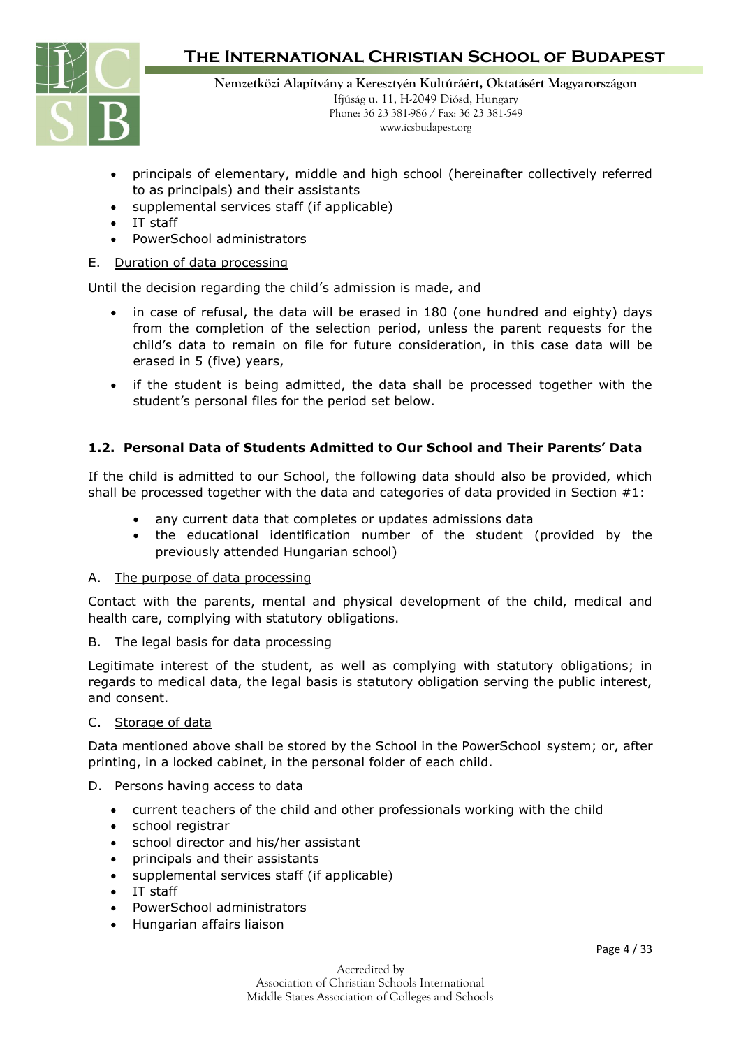- principals of elementary, middle and high school (hereinafter collectively referred to as principals) and their assistants
- supplemental services staff (if applicable)
- IT staff
- PowerSchool administrators

E. Duration of data processing

Until the decision regarding the child's admission is made, and

- in case of refusal, the data will be erased in 180 (one hundred and eighty) days from the completion of the selection period, unless the parent requests for the child's data to remain on file for future consideration, in this case data will be erased in 5 (five) years,
- if the student is being admitted, the data shall be processed together with the student's personal files for the period set below.

### 1.2. Personal Data of Students Admitted to Our School and Their Parents' Data

If the child is admitted to our School, the following data should also be provided, which shall be processed together with the data and categories of data provided in Section #1:

- any current data that completes or updates admissions data
- the educational identification number of the student (provided by the previously attended Hungarian school)

A. The purpose of data processing

Contact with the parents, mental and physical development of the child, medical and health care, complying with statutory obligations.

B. The legal basis for data processing

Legitimate interest of the student, as well as complying with statutory obligations; in regards to medical data, the legal basis is statutory obligation serving the public interest, and consent.

C. Storage of data

Data mentioned above shall be stored by the School in the PowerSchool system; or, after printing, in a locked cabinet, in the personal folder of each child.

D. Persons having access to data

- current teachers of the child and other professionals working with the child
- school registrar
- school director and his/her assistant
- principals and their assistants
- supplemental services staff (if applicable)
- IT staff
- PowerSchool administrators
- Hungarian affairs liaison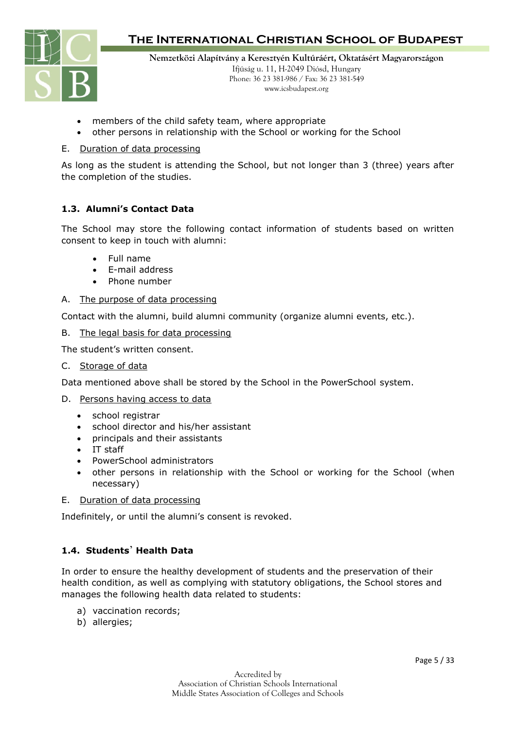- members of the child safety team, where appropriate
- other persons in relationship with the School or working for the School

E. Duration of data processing

As long as the student is attending the School, but not longer than 3 (three) years after the completion of the studies.

### 1.3. Alumni's Contact Data

The School may store the following contact information of students based on written consent to keep in touch with alumni:

- Full name
- E-mail address
- Phone number

A. The purpose of data processing

Contact with the alumni, build alumni community (organize alumni events, etc.).

B. The legal basis for data processing

The student's written consent.

C. Storage of data

Data mentioned above shall be stored by the School in the PowerSchool system.

D. Persons having access to data

- school registrar
- school director and his/her assistant
- principals and their assistants
- IT staff
- PowerSchool administrators
- other persons in relationship with the School or working for the School (when necessary)

E. Duration of data processing

Indefinitely, or until the alumni's consent is revoked.

### 1.4. Students' Health Data

In order to ensure the healthy development of students and the preservation of their health condition, as well as complying with statutory obligations, the School stores and manages the following health data related to students:

a) vaccination records;
b) allergies;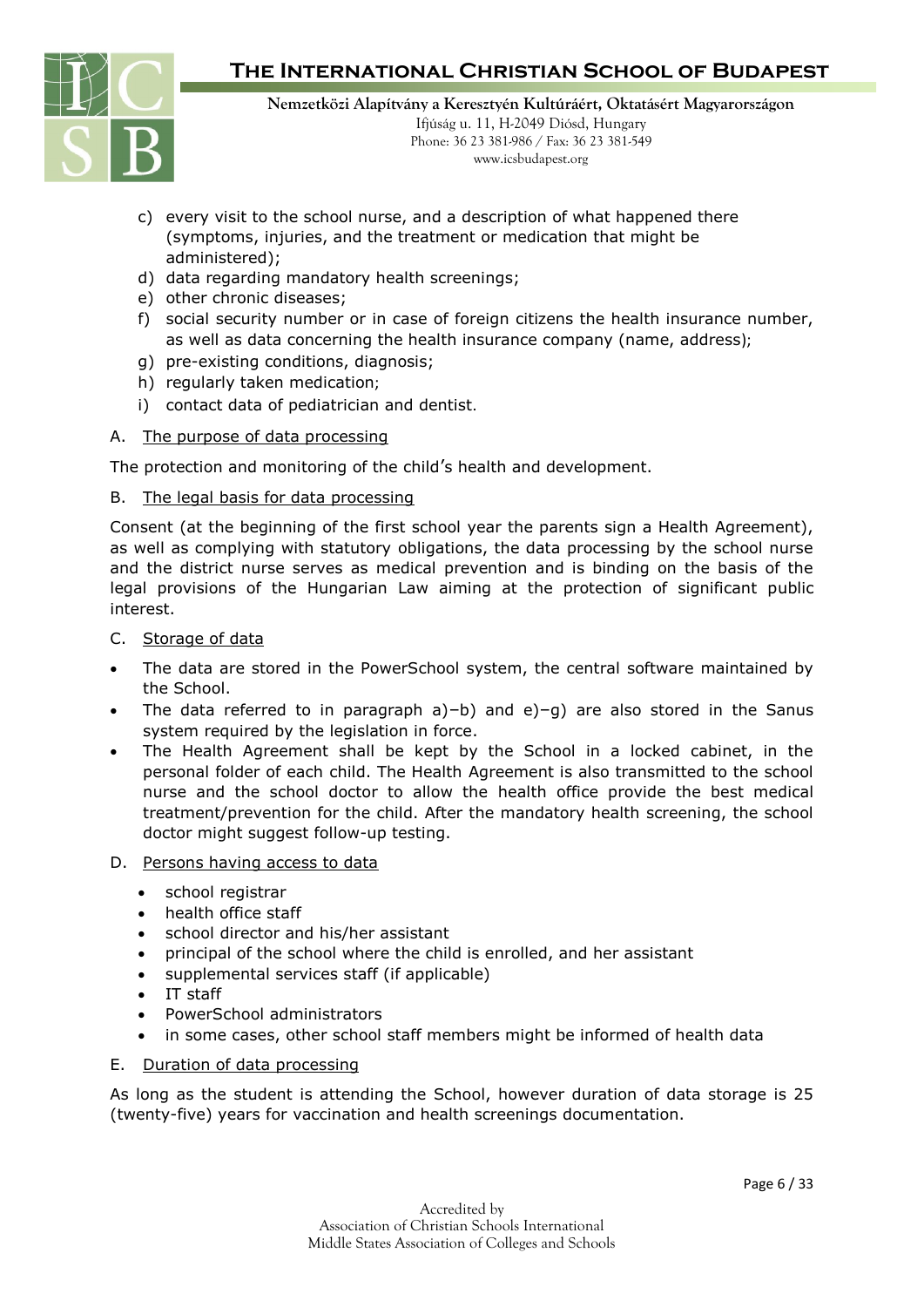c) every visit to the school nurse, and a description of what happened there (symptoms, injuries, and the treatment or medication that might be administered);
d) data regarding mandatory health screenings;
e) other chronic diseases;
f) social security number or in case of foreign citizens the health insurance number, as well as data concerning the health insurance company (name, address);
g) pre-existing conditions, diagnosis;
h) regularly taken medication;
i) contact data of pediatrician and dentist.

A. <u>The purpose of data processing</u>

The protection and monitoring of the child's health and development.

B. <u>The legal basis for data processing</u>

Consent (at the beginning of the first school year the parents sign a Health Agreement), as well as complying with statutory obligations, the data processing by the school nurse and the district nurse serves as medical prevention and is binding on the basis of the legal provisions of the Hungarian Law aiming at the protection of significant public interest.

C. <u>Storage of data</u>

- The data are stored in the PowerSchool system, the central software maintained by the School.
- The data referred to in paragraph a)–b) and e)–g) are also stored in the Sanus system required by the legislation in force.
- The Health Agreement shall be kept by the School in a locked cabinet, in the personal folder of each child. The Health Agreement is also transmitted to the school nurse and the school doctor to allow the health office provide the best medical treatment/prevention for the child. After the mandatory health screening, the school doctor might suggest follow-up testing.

D. <u>Persons having access to data</u>

- school registrar
- health office staff
- school director and his/her assistant
- principal of the school where the child is enrolled, and her assistant
- supplemental services staff (if applicable)
- IT staff
- PowerSchool administrators
- in some cases, other school staff members might be informed of health data

E. <u>Duration of data processing</u>

As long as the student is attending the School, however duration of data storage is 25 (twenty-five) years for vaccination and health screenings documentation.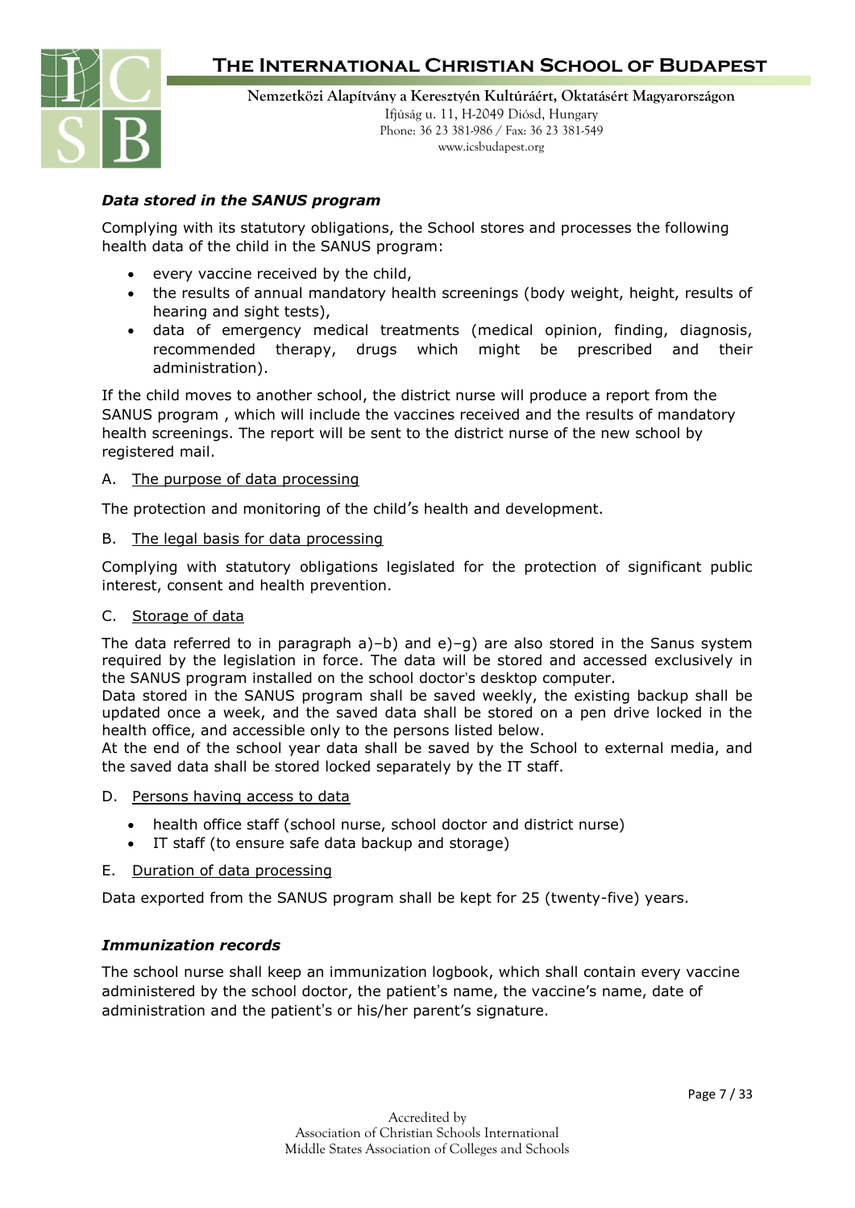### *Data stored in the SANUS program*

Complying with its statutory obligations, the School stores and processes the following health data of the child in the SANUS program:

- every vaccine received by the child,
- the results of annual mandatory health screenings (body weight, height, results of hearing and sight tests),
- data of emergency medical treatments (medical opinion, finding, diagnosis, recommended therapy, drugs which might be prescribed and their administration).

If the child moves to another school, the district nurse will produce a report from the SANUS program , which will include the vaccines received and the results of mandatory health screenings. The report will be sent to the district nurse of the new school by registered mail.

A. The purpose of data processing

The protection and monitoring of the child's health and development.

B. The legal basis for data processing

Complying with statutory obligations legislated for the protection of significant public interest, consent and health prevention.

C. Storage of data

The data referred to in paragraph a)–b) and e)–g) are also stored in the Sanus system required by the legislation in force. The data will be stored and accessed exclusively in the SANUS program installed on the school doctor's desktop computer.
Data stored in the SANUS program shall be saved weekly, the existing backup shall be updated once a week, and the saved data shall be stored on a pen drive locked in the health office, and accessible only to the persons listed below.
At the end of the school year data shall be saved by the School to external media, and the saved data shall be stored locked separately by the IT staff.

D. Persons having access to data

- health office staff (school nurse, school doctor and district nurse)
- IT staff (to ensure safe data backup and storage)

E. Duration of data processing

Data exported from the SANUS program shall be kept for 25 (twenty-five) years.

### *Immunization records*

The school nurse shall keep an immunization logbook, which shall contain every vaccine administered by the school doctor, the patient's name, the vaccine's name, date of administration and the patient's or his/her parent's signature.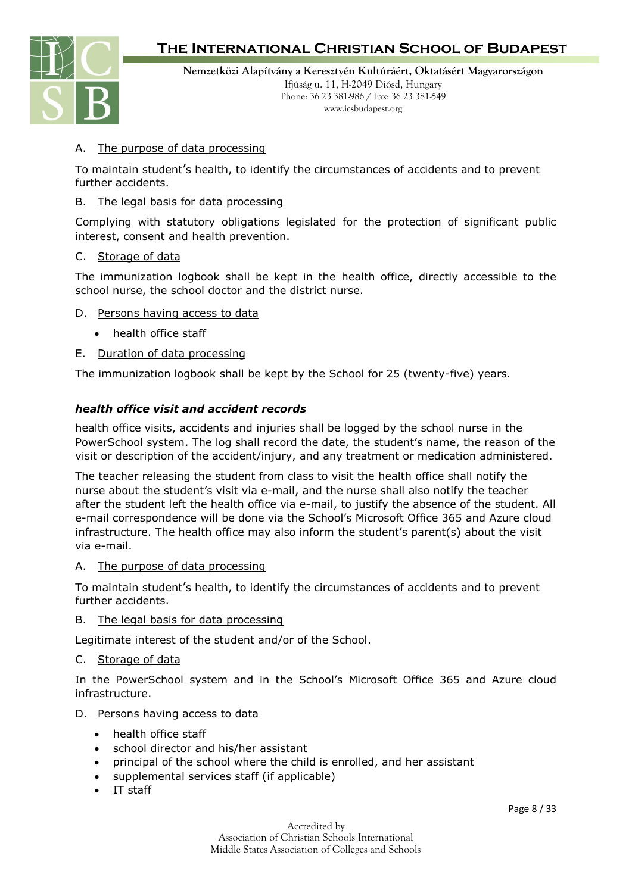A. <u>The purpose of data processing</u>

To maintain student's health, to identify the circumstances of accidents and to prevent further accidents.

B. <u>The legal basis for data processing</u>

Complying with statutory obligations legislated for the protection of significant public interest, consent and health prevention.

C. <u>Storage of data</u>

The immunization logbook shall be kept in the health office, directly accessible to the school nurse, the school doctor and the district nurse.

D. <u>Persons having access to data</u>

- health office staff

E. <u>Duration of data processing</u>

The immunization logbook shall be kept by the School for 25 (twenty-five) years.

***health office visit and accident records***

health office visits, accidents and injuries shall be logged by the school nurse in the PowerSchool system. The log shall record the date, the student's name, the reason of the visit or description of the accident/injury, and any treatment or medication administered.

The teacher releasing the student from class to visit the health office shall notify the nurse about the student's visit via e-mail, and the nurse shall also notify the teacher after the student left the health office via e-mail, to justify the absence of the student. All e-mail correspondence will be done via the School's Microsoft Office 365 and Azure cloud infrastructure. The health office may also inform the student's parent(s) about the visit via e-mail.

A. <u>The purpose of data processing</u>

To maintain student's health, to identify the circumstances of accidents and to prevent further accidents.

B. <u>The legal basis for data processing</u>

Legitimate interest of the student and/or of the School.

C. <u>Storage of data</u>

In the PowerSchool system and in the School's Microsoft Office 365 and Azure cloud infrastructure.

D. <u>Persons having access to data</u>

- health office staff
- school director and his/her assistant
- principal of the school where the child is enrolled, and her assistant
- supplemental services staff (if applicable)
- IT staff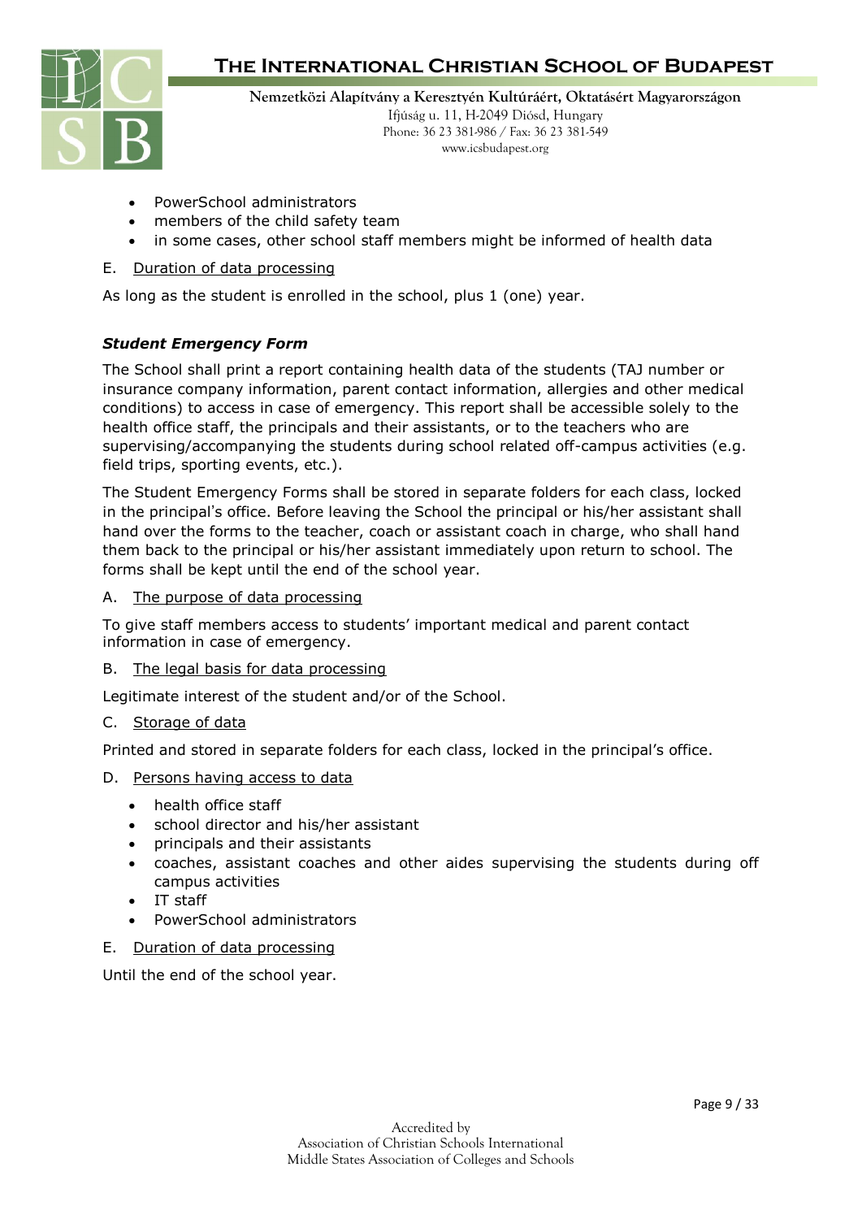- PowerSchool administrators
- members of the child safety team
- in some cases, other school staff members might be informed of health data

E. Duration of data processing

As long as the student is enrolled in the school, plus 1 (one) year.

***Student Emergency Form***

The School shall print a report containing health data of the students (TAJ number or insurance company information, parent contact information, allergies and other medical conditions) to access in case of emergency. This report shall be accessible solely to the health office staff, the principals and their assistants, or to the teachers who are supervising/accompanying the students during school related off-campus activities (e.g. field trips, sporting events, etc.).

The Student Emergency Forms shall be stored in separate folders for each class, locked in the principal's office. Before leaving the School the principal or his/her assistant shall hand over the forms to the teacher, coach or assistant coach in charge, who shall hand them back to the principal or his/her assistant immediately upon return to school. The forms shall be kept until the end of the school year.

A. The purpose of data processing

To give staff members access to students' important medical and parent contact information in case of emergency.

B. The legal basis for data processing

Legitimate interest of the student and/or of the School.

C. Storage of data

Printed and stored in separate folders for each class, locked in the principal's office.

D. Persons having access to data

- health office staff
- school director and his/her assistant
- principals and their assistants
- coaches, assistant coaches and other aides supervising the students during off campus activities
- IT staff
- PowerSchool administrators

E. Duration of data processing

Until the end of the school year.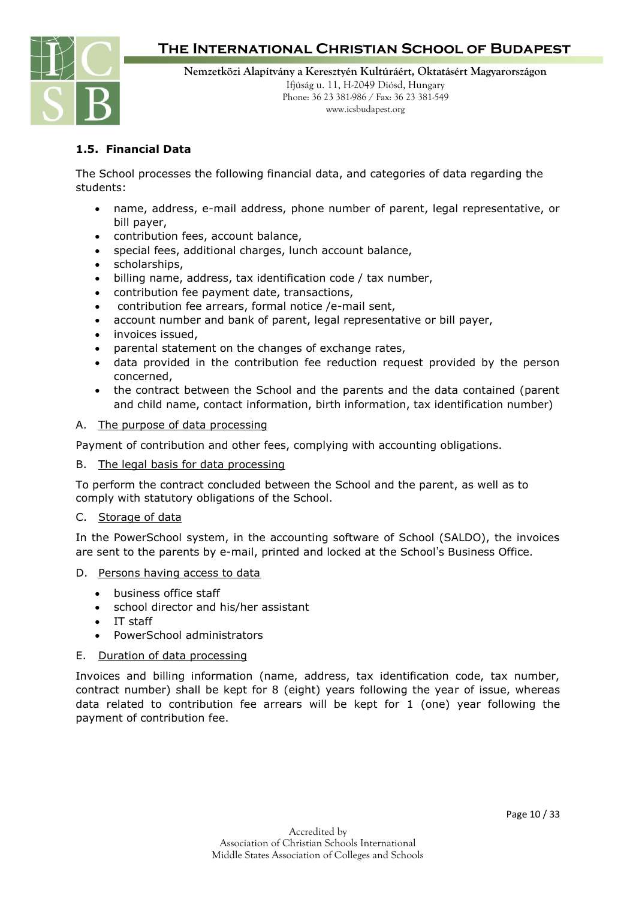### 1.5. Financial Data

The School processes the following financial data, and categories of data regarding the students:

- name, address, e-mail address, phone number of parent, legal representative, or bill payer,
- contribution fees, account balance,
- special fees, additional charges, lunch account balance,
- scholarships,
- billing name, address, tax identification code / tax number,
- contribution fee payment date, transactions,
- contribution fee arrears, formal notice /e-mail sent,
- account number and bank of parent, legal representative or bill payer,
- invoices issued,
- parental statement on the changes of exchange rates,
- data provided in the contribution fee reduction request provided by the person concerned,
- the contract between the School and the parents and the data contained (parent and child name, contact information, birth information, tax identification number)

A. The purpose of data processing

Payment of contribution and other fees, complying with accounting obligations.

B. The legal basis for data processing

To perform the contract concluded between the School and the parent, as well as to comply with statutory obligations of the School.

C. Storage of data

In the PowerSchool system, in the accounting software of School (SALDO), the invoices are sent to the parents by e-mail, printed and locked at the School's Business Office.

D. Persons having access to data

- business office staff
- school director and his/her assistant
- IT staff
- PowerSchool administrators

E. Duration of data processing

Invoices and billing information (name, address, tax identification code, tax number, contract number) shall be kept for 8 (eight) years following the year of issue, whereas data related to contribution fee arrears will be kept for 1 (one) year following the payment of contribution fee.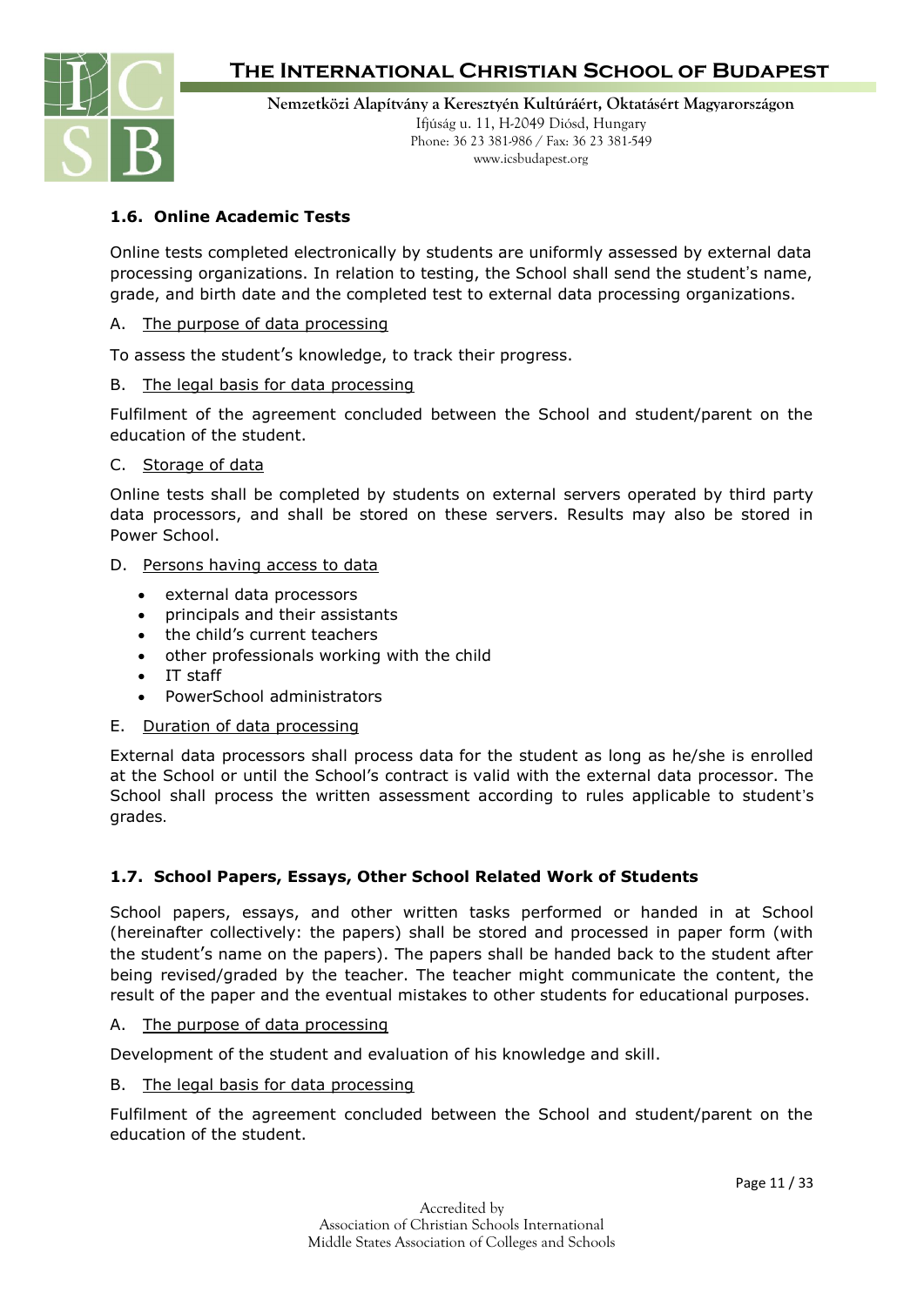### 1.6. Online Academic Tests

Online tests completed electronically by students are uniformly assessed by external data processing organizations. In relation to testing, the School shall send the student's name, grade, and birth date and the completed test to external data processing organizations.

A. The purpose of data processing

To assess the student's knowledge, to track their progress.

B. The legal basis for data processing

Fulfilment of the agreement concluded between the School and student/parent on the education of the student.

C. Storage of data

Online tests shall be completed by students on external servers operated by third party data processors, and shall be stored on these servers. Results may also be stored in Power School.

D. Persons having access to data

- external data processors
- principals and their assistants
- the child's current teachers
- other professionals working with the child
- IT staff
- PowerSchool administrators

E. Duration of data processing

External data processors shall process data for the student as long as he/she is enrolled at the School or until the School's contract is valid with the external data processor. The School shall process the written assessment according to rules applicable to student's grades.

### 1.7. School Papers, Essays, Other School Related Work of Students

School papers, essays, and other written tasks performed or handed in at School (hereinafter collectively: the papers) shall be stored and processed in paper form (with the student's name on the papers). The papers shall be handed back to the student after being revised/graded by the teacher. The teacher might communicate the content, the result of the paper and the eventual mistakes to other students for educational purposes.

A. The purpose of data processing

Development of the student and evaluation of his knowledge and skill.

B. The legal basis for data processing

Fulfilment of the agreement concluded between the School and student/parent on the education of the student.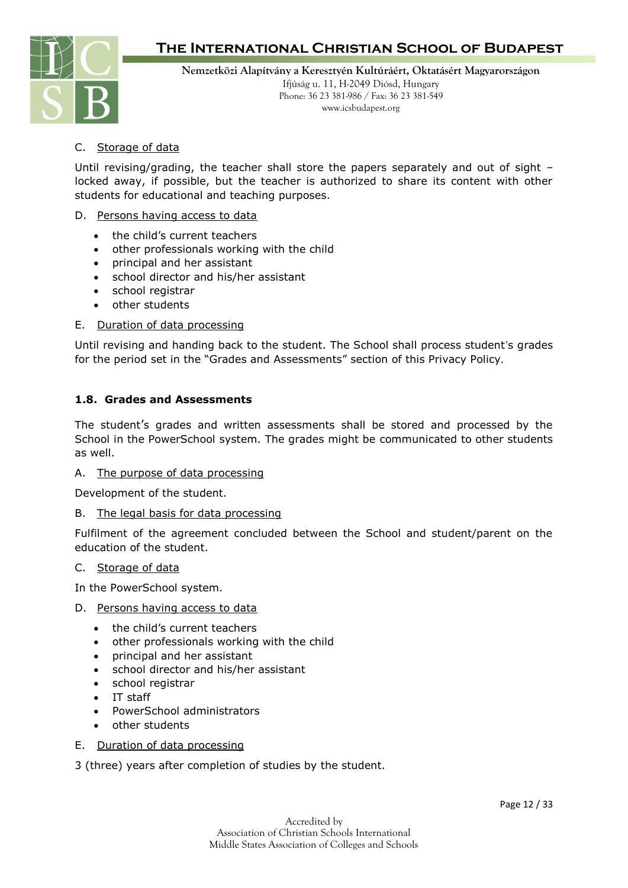C. Storage of data

Until revising/grading, the teacher shall store the papers separately and out of sight – locked away, if possible, but the teacher is authorized to share its content with other students for educational and teaching purposes.

D. Persons having access to data

- the child's current teachers
- other professionals working with the child
- principal and her assistant
- school director and his/her assistant
- school registrar
- other students

E. Duration of data processing

Until revising and handing back to the student. The School shall process student's grades for the period set in the "Grades and Assessments" section of this Privacy Policy.

### 1.8. Grades and Assessments

The student's grades and written assessments shall be stored and processed by the School in the PowerSchool system. The grades might be communicated to other students as well.

A. The purpose of data processing

Development of the student.

B. The legal basis for data processing

Fulfilment of the agreement concluded between the School and student/parent on the education of the student.

C. Storage of data

In the PowerSchool system.

D. Persons having access to data

- the child's current teachers
- other professionals working with the child
- principal and her assistant
- school director and his/her assistant
- school registrar
- IT staff
- PowerSchool administrators
- other students

E. Duration of data processing

3 (three) years after completion of studies by the student.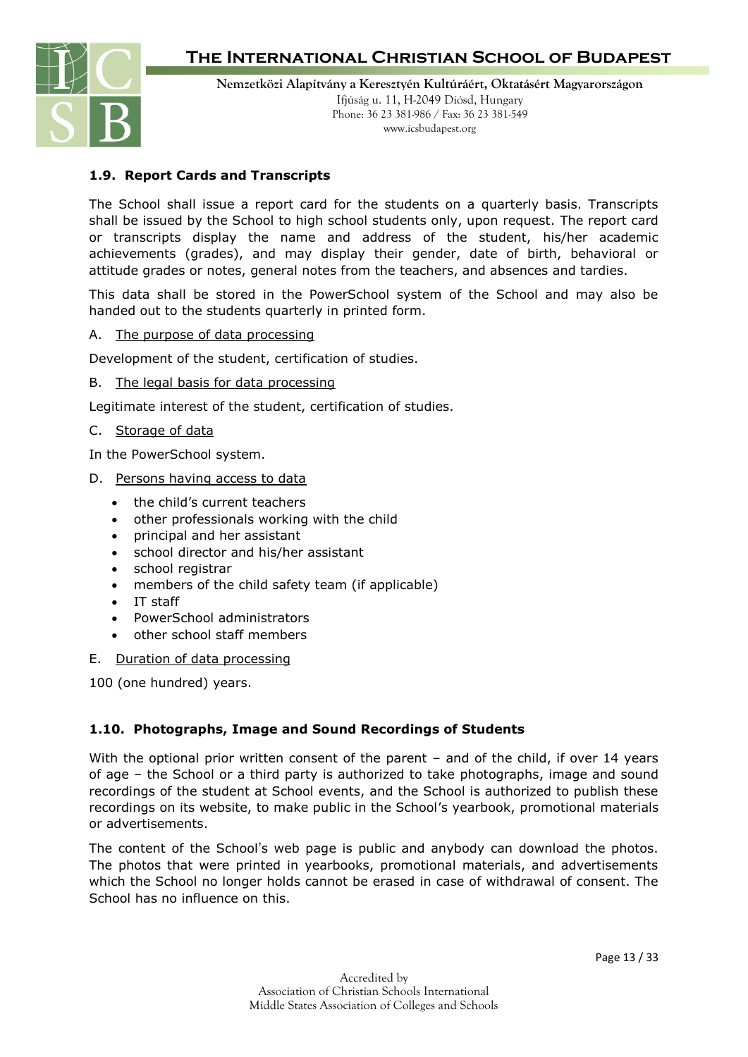### 1.9. Report Cards and Transcripts

The School shall issue a report card for the students on a quarterly basis. Transcripts shall be issued by the School to high school students only, upon request. The report card or transcripts display the name and address of the student, his/her academic achievements (grades), and may display their gender, date of birth, behavioral or attitude grades or notes, general notes from the teachers, and absences and tardies.

This data shall be stored in the PowerSchool system of the School and may also be handed out to the students quarterly in printed form.

A. The purpose of data processing

Development of the student, certification of studies.

B. The legal basis for data processing

Legitimate interest of the student, certification of studies.

C. Storage of data

In the PowerSchool system.

D. Persons having access to data

- the child's current teachers
- other professionals working with the child
- principal and her assistant
- school director and his/her assistant
- school registrar
- members of the child safety team (if applicable)
- IT staff
- PowerSchool administrators
- other school staff members

E. Duration of data processing

100 (one hundred) years.

### 1.10. Photographs, Image and Sound Recordings of Students

With the optional prior written consent of the parent – and of the child, if over 14 years of age – the School or a third party is authorized to take photographs, image and sound recordings of the student at School events, and the School is authorized to publish these recordings on its website, to make public in the School's yearbook, promotional materials or advertisements.

The content of the School's web page is public and anybody can download the photos. The photos that were printed in yearbooks, promotional materials, and advertisements which the School no longer holds cannot be erased in case of withdrawal of consent. The School has no influence on this.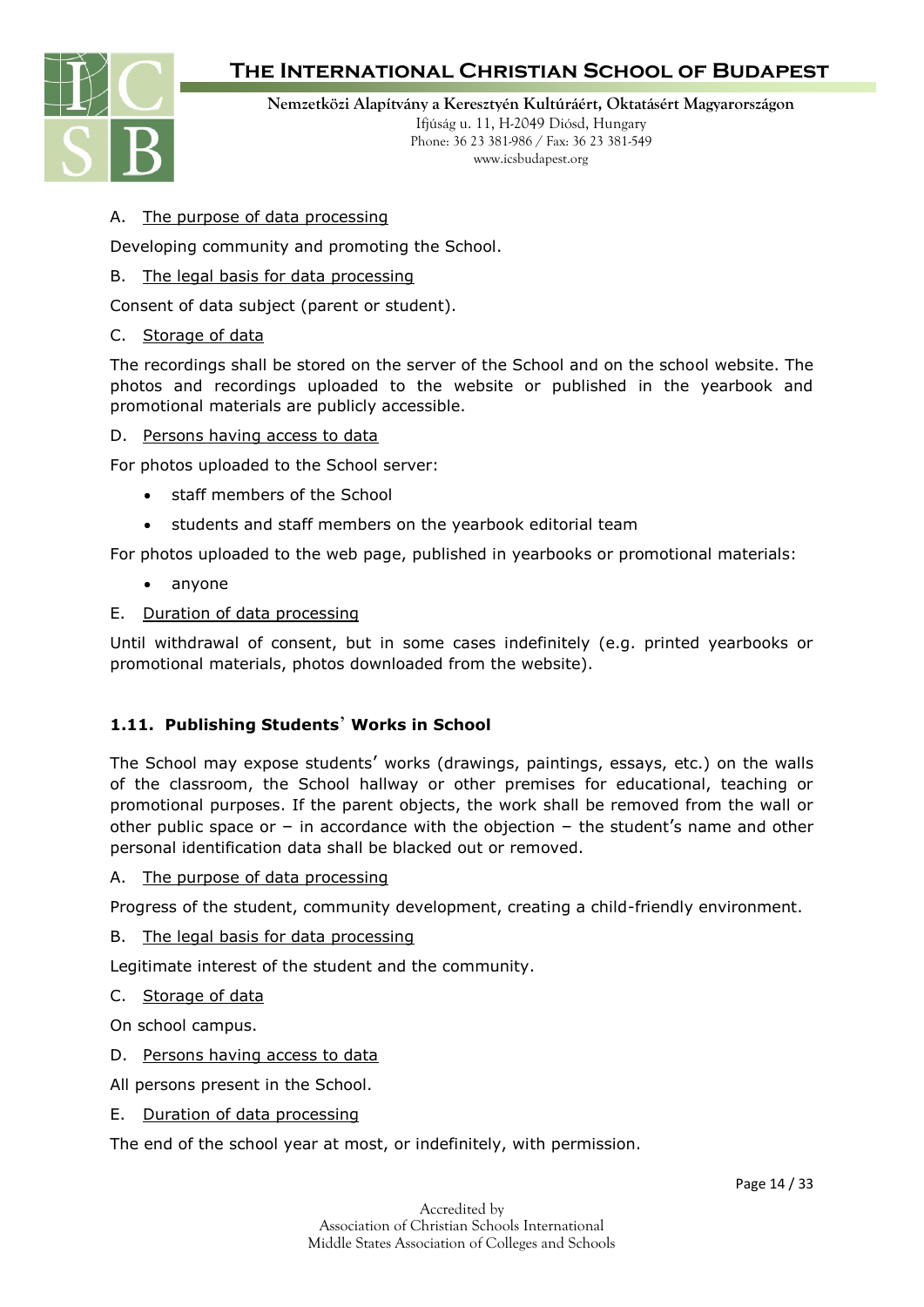A. <u>The purpose of data processing</u>

Developing community and promoting the School.

B. <u>The legal basis for data processing</u>

Consent of data subject (parent or student).

C. <u>Storage of data</u>

The recordings shall be stored on the server of the School and on the school website. The photos and recordings uploaded to the website or published in the yearbook and promotional materials are publicly accessible.

D. <u>Persons having access to data</u>

For photos uploaded to the School server:

- staff members of the School
- students and staff members on the yearbook editorial team

For photos uploaded to the web page, published in yearbooks or promotional materials:

- anyone

E. <u>Duration of data processing</u>

Until withdrawal of consent, but in some cases indefinitely (e.g. printed yearbooks or promotional materials, photos downloaded from the website).

### 1.11. Publishing Students' Works in School

The School may expose students' works (drawings, paintings, essays, etc.) on the walls of the classroom, the School hallway or other premises for educational, teaching or promotional purposes. If the parent objects, the work shall be removed from the wall or other public space or – in accordance with the objection – the student's name and other personal identification data shall be blacked out or removed.

A. <u>The purpose of data processing</u>

Progress of the student, community development, creating a child-friendly environment.

B. <u>The legal basis for data processing</u>

Legitimate interest of the student and the community.

C. <u>Storage of data</u>

On school campus.

D. <u>Persons having access to data</u>

All persons present in the School.

E. <u>Duration of data processing</u>

The end of the school year at most, or indefinitely, with permission.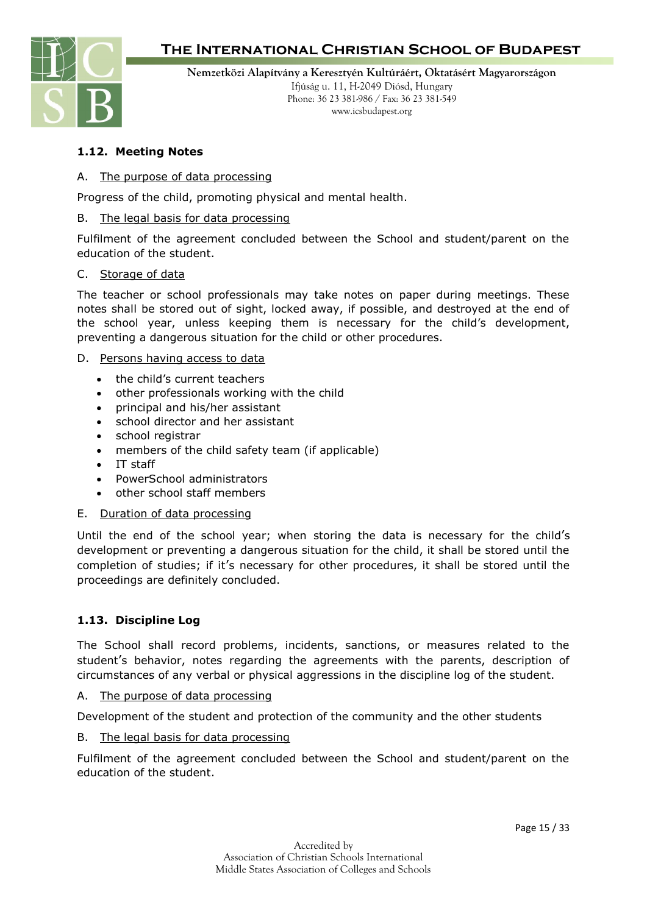### 1.12. Meeting Notes

A. The purpose of data processing

Progress of the child, promoting physical and mental health.

B. The legal basis for data processing

Fulfilment of the agreement concluded between the School and student/parent on the education of the student.

C. Storage of data

The teacher or school professionals may take notes on paper during meetings. These notes shall be stored out of sight, locked away, if possible, and destroyed at the end of the school year, unless keeping them is necessary for the child's development, preventing a dangerous situation for the child or other procedures.

D. Persons having access to data

- the child's current teachers
- other professionals working with the child
- principal and his/her assistant
- school director and her assistant
- school registrar
- members of the child safety team (if applicable)
- IT staff
- PowerSchool administrators
- other school staff members

E. Duration of data processing

Until the end of the school year; when storing the data is necessary for the child's development or preventing a dangerous situation for the child, it shall be stored until the completion of studies; if it's necessary for other procedures, it shall be stored until the proceedings are definitely concluded.

### 1.13. Discipline Log

The School shall record problems, incidents, sanctions, or measures related to the student's behavior, notes regarding the agreements with the parents, description of circumstances of any verbal or physical aggressions in the discipline log of the student.

A. The purpose of data processing

Development of the student and protection of the community and the other students

B. The legal basis for data processing

Fulfilment of the agreement concluded between the School and student/parent on the education of the student.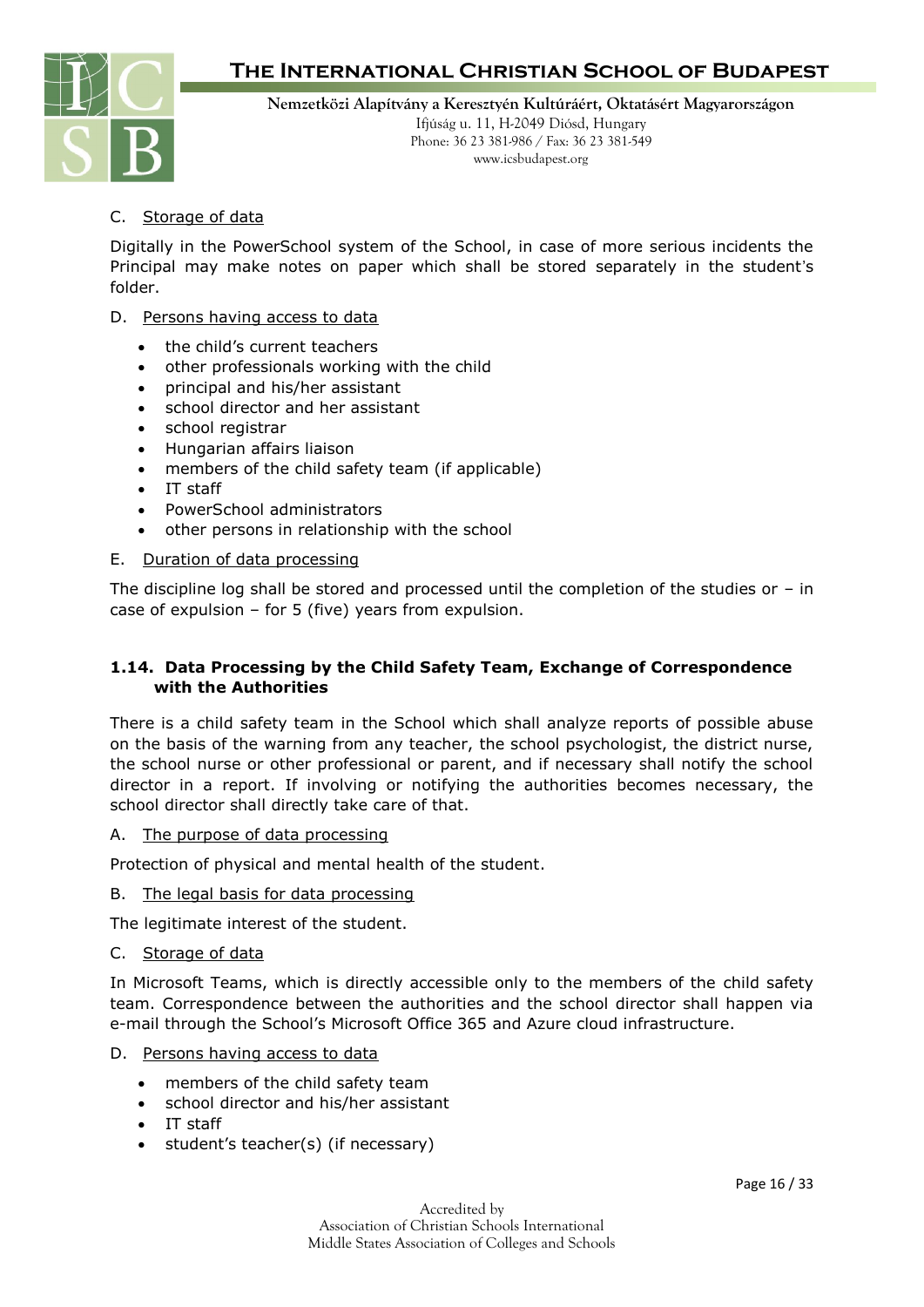C. Storage of data

Digitally in the PowerSchool system of the School, in case of more serious incidents the Principal may make notes on paper which shall be stored separately in the student's folder.

D. Persons having access to data

- the child's current teachers
- other professionals working with the child
- principal and his/her assistant
- school director and her assistant
- school registrar
- Hungarian affairs liaison
- members of the child safety team (if applicable)
- IT staff
- PowerSchool administrators
- other persons in relationship with the school

E. Duration of data processing

The discipline log shall be stored and processed until the completion of the studies or – in case of expulsion – for 5 (five) years from expulsion.

### 1.14. Data Processing by the Child Safety Team, Exchange of Correspondence with the Authorities

There is a child safety team in the School which shall analyze reports of possible abuse on the basis of the warning from any teacher, the school psychologist, the district nurse, the school nurse or other professional or parent, and if necessary shall notify the school director in a report. If involving or notifying the authorities becomes necessary, the school director shall directly take care of that.

A. The purpose of data processing

Protection of physical and mental health of the student.

B. The legal basis for data processing

The legitimate interest of the student.

C. Storage of data

In Microsoft Teams, which is directly accessible only to the members of the child safety team. Correspondence between the authorities and the school director shall happen via e-mail through the School's Microsoft Office 365 and Azure cloud infrastructure.

D. Persons having access to data

- members of the child safety team
- school director and his/her assistant
- IT staff
- student's teacher(s) (if necessary)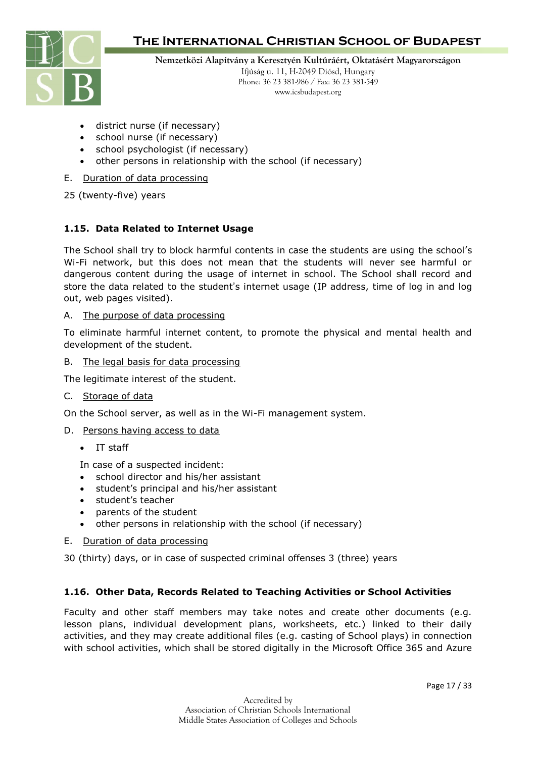- district nurse (if necessary)
- school nurse (if necessary)
- school psychologist (if necessary)
- other persons in relationship with the school (if necessary)

E. Duration of data processing

25 (twenty-five) years

### 1.15. Data Related to Internet Usage

The School shall try to block harmful contents in case the students are using the school's Wi-Fi network, but this does not mean that the students will never see harmful or dangerous content during the usage of internet in school. The School shall record and store the data related to the student's internet usage (IP address, time of log in and log out, web pages visited).

A. The purpose of data processing

To eliminate harmful internet content, to promote the physical and mental health and development of the student.

B. The legal basis for data processing

The legitimate interest of the student.

C. Storage of data

On the School server, as well as in the Wi-Fi management system.

D. Persons having access to data

- IT staff

In case of a suspected incident:

- school director and his/her assistant
- student's principal and his/her assistant
- student's teacher
- parents of the student
- other persons in relationship with the school (if necessary)

E. Duration of data processing

30 (thirty) days, or in case of suspected criminal offenses 3 (three) years

### 1.16. Other Data, Records Related to Teaching Activities or School Activities

Faculty and other staff members may take notes and create other documents (e.g. lesson plans, individual development plans, worksheets, etc.) linked to their daily activities, and they may create additional files (e.g. casting of School plays) in connection with school activities, which shall be stored digitally in the Microsoft Office 365 and Azure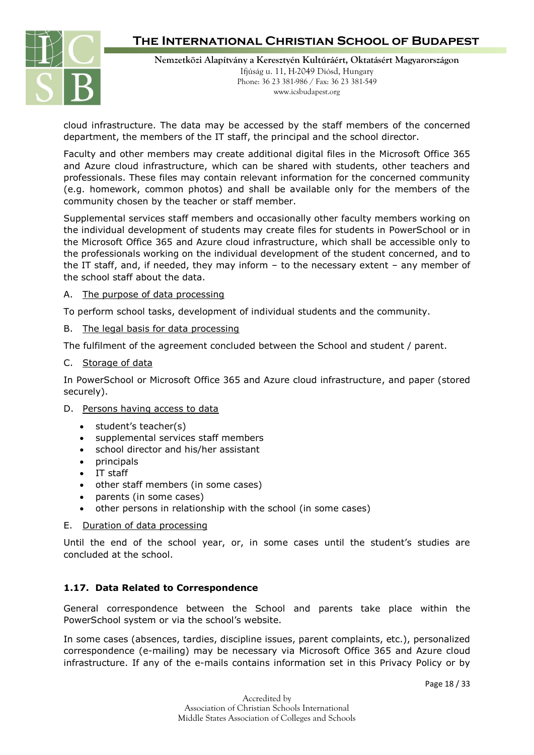cloud infrastructure. The data may be accessed by the staff members of the concerned department, the members of the IT staff, the principal and the school director.

Faculty and other members may create additional digital files in the Microsoft Office 365 and Azure cloud infrastructure, which can be shared with students, other teachers and professionals. These files may contain relevant information for the concerned community (e.g. homework, common photos) and shall be available only for the members of the community chosen by the teacher or staff member.

Supplemental services staff members and occasionally other faculty members working on the individual development of students may create files for students in PowerSchool or in the Microsoft Office 365 and Azure cloud infrastructure, which shall be accessible only to the professionals working on the individual development of the student concerned, and to the IT staff, and, if needed, they may inform – to the necessary extent – any member of the school staff about the data.

A. The purpose of data processing

To perform school tasks, development of individual students and the community.

B. The legal basis for data processing

The fulfilment of the agreement concluded between the School and student / parent.

C. Storage of data

In PowerSchool or Microsoft Office 365 and Azure cloud infrastructure, and paper (stored securely).

D. Persons having access to data

- student's teacher(s)
- supplemental services staff members
- school director and his/her assistant
- principals
- IT staff
- other staff members (in some cases)
- parents (in some cases)
- other persons in relationship with the school (in some cases)

E. Duration of data processing

Until the end of the school year, or, in some cases until the student's studies are concluded at the school.

### 1.17. Data Related to Correspondence

General correspondence between the School and parents take place within the PowerSchool system or via the school's website.

In some cases (absences, tardies, discipline issues, parent complaints, etc.), personalized correspondence (e-mailing) may be necessary via Microsoft Office 365 and Azure cloud infrastructure. If any of the e-mails contains information set in this Privacy Policy or by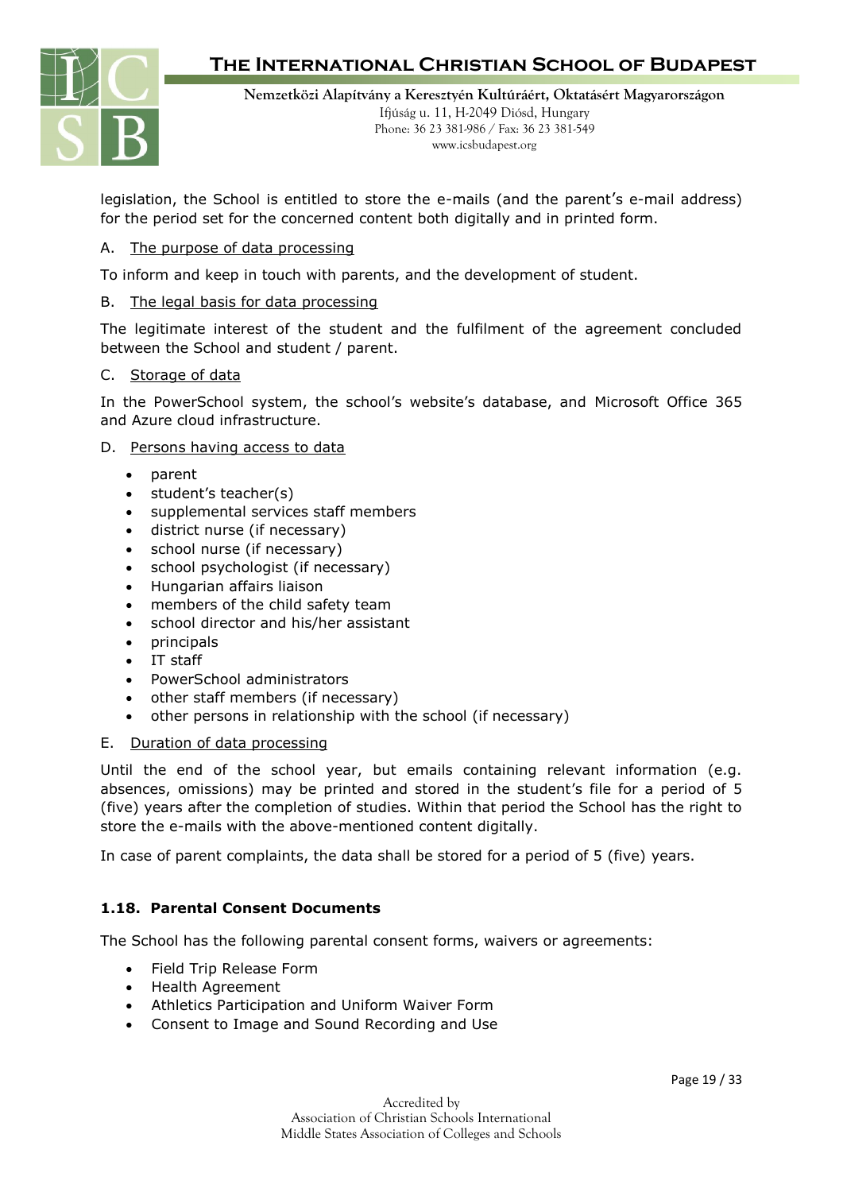legislation, the School is entitled to store the e-mails (and the parent's e-mail address) for the period set for the concerned content both digitally and in printed form.

A. The purpose of data processing

To inform and keep in touch with parents, and the development of student.

B. The legal basis for data processing

The legitimate interest of the student and the fulfilment of the agreement concluded between the School and student / parent.

C. Storage of data

In the PowerSchool system, the school's website's database, and Microsoft Office 365 and Azure cloud infrastructure.

D. Persons having access to data

- parent
- student's teacher(s)
- supplemental services staff members
- district nurse (if necessary)
- school nurse (if necessary)
- school psychologist (if necessary)
- Hungarian affairs liaison
- members of the child safety team
- school director and his/her assistant
- principals
- IT staff
- PowerSchool administrators
- other staff members (if necessary)
- other persons in relationship with the school (if necessary)

E. Duration of data processing

Until the end of the school year, but emails containing relevant information (e.g. absences, omissions) may be printed and stored in the student's file for a period of 5 (five) years after the completion of studies. Within that period the School has the right to store the e-mails with the above-mentioned content digitally.

In case of parent complaints, the data shall be stored for a period of 5 (five) years.

### 1.18. Parental Consent Documents

The School has the following parental consent forms, waivers or agreements:

- Field Trip Release Form
- Health Agreement
- Athletics Participation and Uniform Waiver Form
- Consent to Image and Sound Recording and Use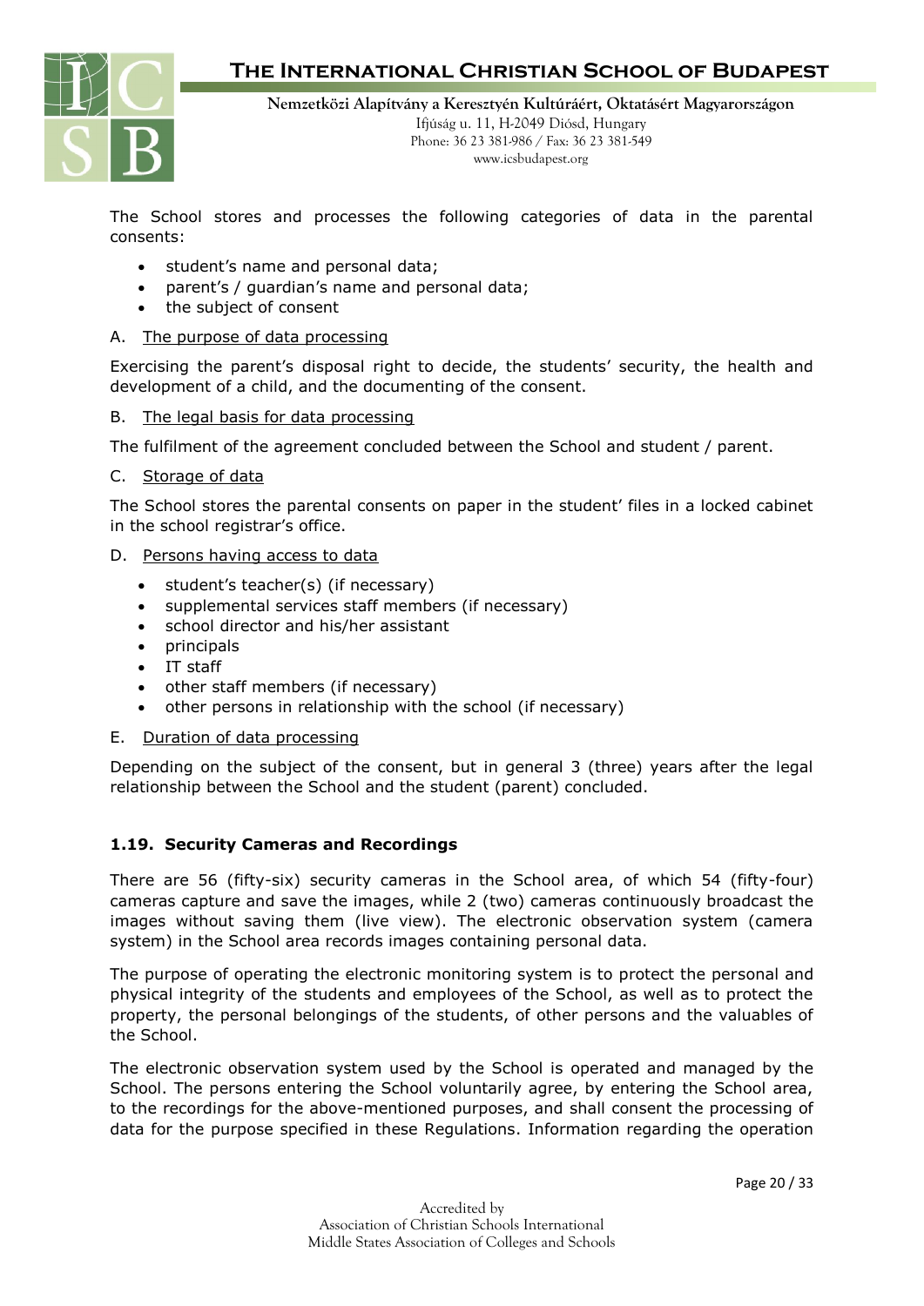The School stores and processes the following categories of data in the parental consents:

- student's name and personal data;
- parent's / guardian's name and personal data;
- the subject of consent

A. The purpose of data processing

Exercising the parent's disposal right to decide, the students' security, the health and development of a child, and the documenting of the consent.

B. The legal basis for data processing

The fulfilment of the agreement concluded between the School and student / parent.

C. Storage of data

The School stores the parental consents on paper in the student' files in a locked cabinet in the school registrar's office.

D. Persons having access to data

- student's teacher(s) (if necessary)
- supplemental services staff members (if necessary)
- school director and his/her assistant
- principals
- IT staff
- other staff members (if necessary)
- other persons in relationship with the school (if necessary)

E. Duration of data processing

Depending on the subject of the consent, but in general 3 (three) years after the legal relationship between the School and the student (parent) concluded.

### 1.19. Security Cameras and Recordings

There are 56 (fifty-six) security cameras in the School area, of which 54 (fifty-four) cameras capture and save the images, while 2 (two) cameras continuously broadcast the images without saving them (live view). The electronic observation system (camera system) in the School area records images containing personal data.

The purpose of operating the electronic monitoring system is to protect the personal and physical integrity of the students and employees of the School, as well as to protect the property, the personal belongings of the students, of other persons and the valuables of the School.

The electronic observation system used by the School is operated and managed by the School. The persons entering the School voluntarily agree, by entering the School area, to the recordings for the above-mentioned purposes, and shall consent the processing of data for the purpose specified in these Regulations. Information regarding the operation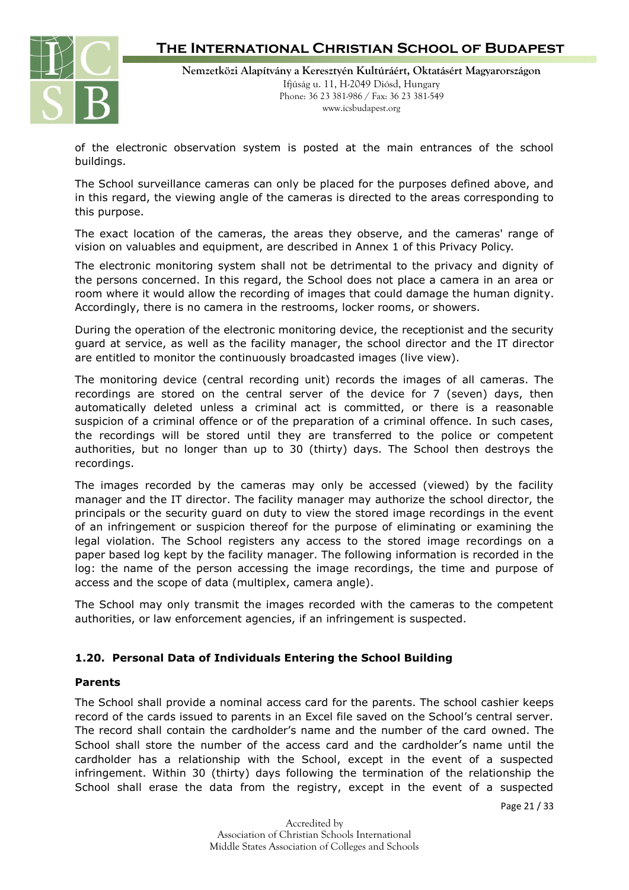of the electronic observation system is posted at the main entrances of the school buildings.

The School surveillance cameras can only be placed for the purposes defined above, and in this regard, the viewing angle of the cameras is directed to the areas corresponding to this purpose.

The exact location of the cameras, the areas they observe, and the cameras' range of vision on valuables and equipment, are described in Annex 1 of this Privacy Policy.

The electronic monitoring system shall not be detrimental to the privacy and dignity of the persons concerned. In this regard, the School does not place a camera in an area or room where it would allow the recording of images that could damage the human dignity. Accordingly, there is no camera in the restrooms, locker rooms, or showers.

During the operation of the electronic monitoring device, the receptionist and the security guard at service, as well as the facility manager, the school director and the IT director are entitled to monitor the continuously broadcasted images (live view).

The monitoring device (central recording unit) records the images of all cameras. The recordings are stored on the central server of the device for 7 (seven) days, then automatically deleted unless a criminal act is committed, or there is a reasonable suspicion of a criminal offence or of the preparation of a criminal offence. In such cases, the recordings will be stored until they are transferred to the police or competent authorities, but no longer than up to 30 (thirty) days. The School then destroys the recordings.

The images recorded by the cameras may only be accessed (viewed) by the facility manager and the IT director. The facility manager may authorize the school director, the principals or the security guard on duty to view the stored image recordings in the event of an infringement or suspicion thereof for the purpose of eliminating or examining the legal violation. The School registers any access to the stored image recordings on a paper based log kept by the facility manager. The following information is recorded in the log: the name of the person accessing the image recordings, the time and purpose of access and the scope of data (multiplex, camera angle).

The School may only transmit the images recorded with the cameras to the competent authorities, or law enforcement agencies, if an infringement is suspected.

### 1.20. Personal Data of Individuals Entering the School Building

**Parents**

The School shall provide a nominal access card for the parents. The school cashier keeps record of the cards issued to parents in an Excel file saved on the School's central server. The record shall contain the cardholder's name and the number of the card owned. The School shall store the number of the access card and the cardholder's name until the cardholder has a relationship with the School, except in the event of a suspected infringement. Within 30 (thirty) days following the termination of the relationship the School shall erase the data from the registry, except in the event of a suspected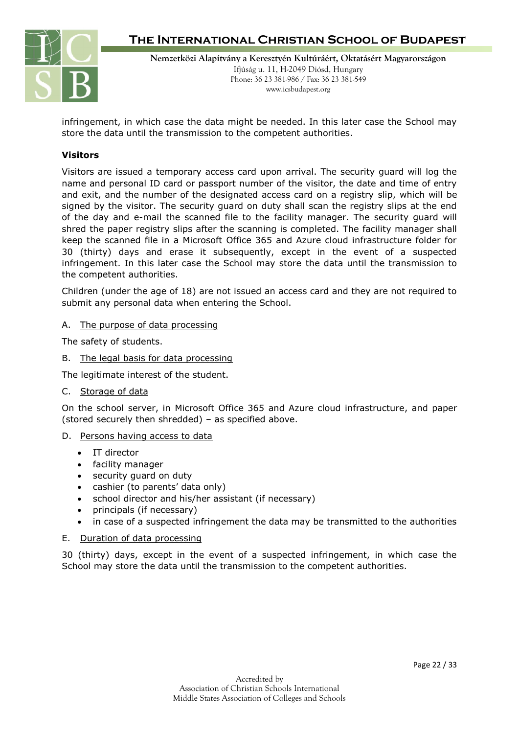infringement, in which case the data might be needed. In this later case the School may store the data until the transmission to the competent authorities.

**Visitors**

Visitors are issued a temporary access card upon arrival. The security guard will log the name and personal ID card or passport number of the visitor, the date and time of entry and exit, and the number of the designated access card on a registry slip, which will be signed by the visitor. The security guard on duty shall scan the registry slips at the end of the day and e-mail the scanned file to the facility manager. The security guard will shred the paper registry slips after the scanning is completed. The facility manager shall keep the scanned file in a Microsoft Office 365 and Azure cloud infrastructure folder for 30 (thirty) days and erase it subsequently, except in the event of a suspected infringement. In this later case the School may store the data until the transmission to the competent authorities.

Children (under the age of 18) are not issued an access card and they are not required to submit any personal data when entering the School.

A. The purpose of data processing

The safety of students.

B. The legal basis for data processing

The legitimate interest of the student.

C. Storage of data

On the school server, in Microsoft Office 365 and Azure cloud infrastructure, and paper (stored securely then shredded) – as specified above.

D. Persons having access to data

- IT director
- facility manager
- security guard on duty
- cashier (to parents' data only)
- school director and his/her assistant (if necessary)
- principals (if necessary)
- in case of a suspected infringement the data may be transmitted to the authorities

E. Duration of data processing

30 (thirty) days, except in the event of a suspected infringement, in which case the School may store the data until the transmission to the competent authorities.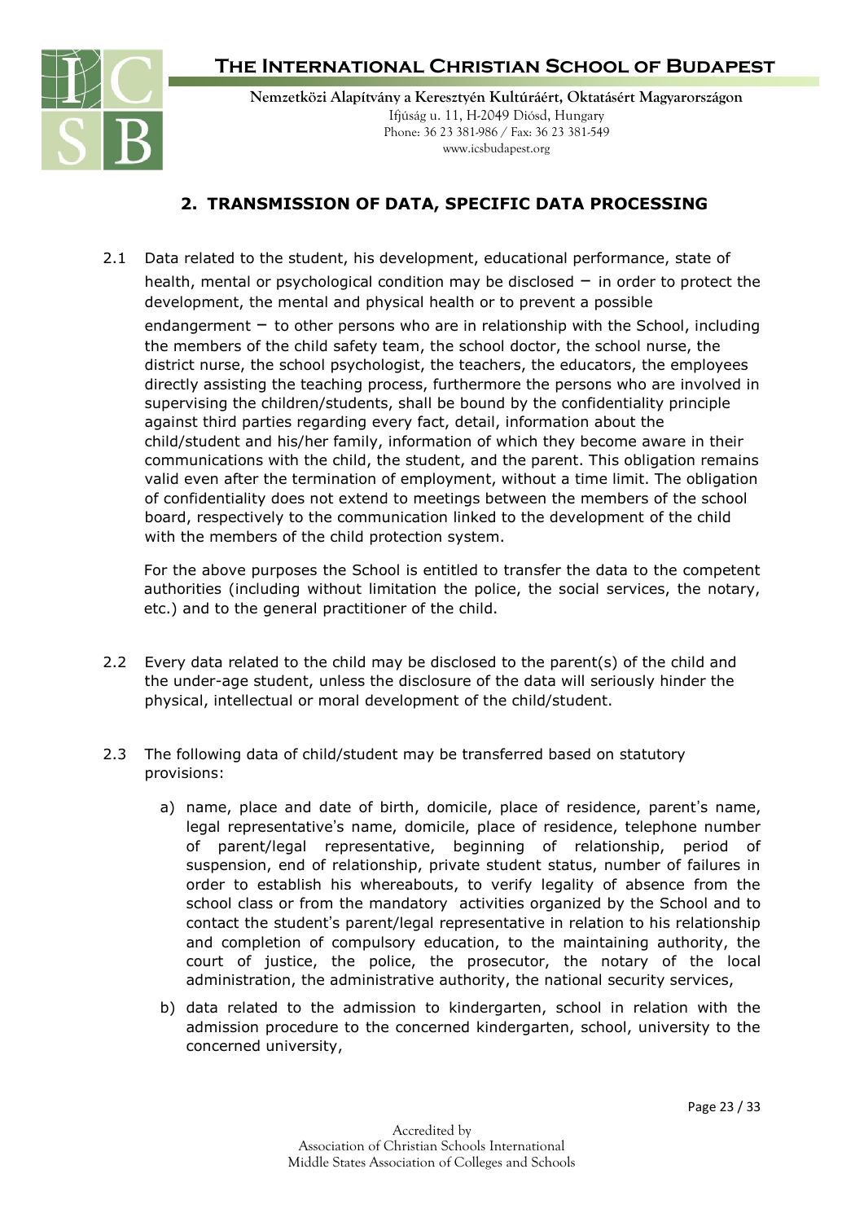## 2. TRANSMISSION OF DATA, SPECIFIC DATA PROCESSING

2.1 Data related to the student, his development, educational performance, state of health, mental or psychological condition may be disclosed – in order to protect the development, the mental and physical health or to prevent a possible endangerment – to other persons who are in relationship with the School, including the members of the child safety team, the school doctor, the school nurse, the district nurse, the school psychologist, the teachers, the educators, the employees directly assisting the teaching process, furthermore the persons who are involved in supervising the children/students, shall be bound by the confidentiality principle against third parties regarding every fact, detail, information about the child/student and his/her family, information of which they become aware in their communications with the child, the student, and the parent. This obligation remains valid even after the termination of employment, without a time limit. The obligation of confidentiality does not extend to meetings between the members of the school board, respectively to the communication linked to the development of the child with the members of the child protection system.

For the above purposes the School is entitled to transfer the data to the competent authorities (including without limitation the police, the social services, the notary, etc.) and to the general practitioner of the child.

2.2 Every data related to the child may be disclosed to the parent(s) of the child and the under-age student, unless the disclosure of the data will seriously hinder the physical, intellectual or moral development of the child/student.

2.3 The following data of child/student may be transferred based on statutory provisions:

a) name, place and date of birth, domicile, place of residence, parent's name, legal representative's name, domicile, place of residence, telephone number of parent/legal representative, beginning of relationship, period of suspension, end of relationship, private student status, number of failures in order to establish his whereabouts, to verify legality of absence from the school class or from the mandatory activities organized by the School and to contact the student's parent/legal representative in relation to his relationship and completion of compulsory education, to the maintaining authority, the court of justice, the police, the prosecutor, the notary of the local administration, the administrative authority, the national security services,

b) data related to the admission to kindergarten, school in relation with the admission procedure to the concerned kindergarten, school, university to the concerned university,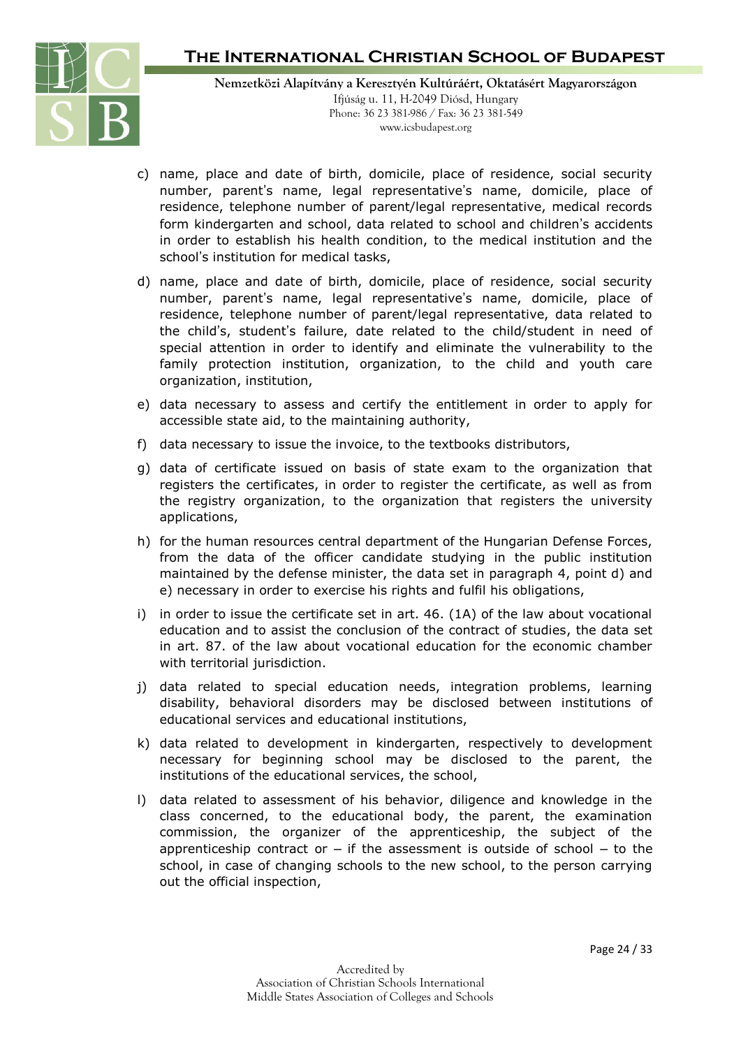c) name, place and date of birth, domicile, place of residence, social security number, parent's name, legal representative's name, domicile, place of residence, telephone number of parent/legal representative, medical records form kindergarten and school, data related to school and children's accidents in order to establish his health condition, to the medical institution and the school's institution for medical tasks,

d) name, place and date of birth, domicile, place of residence, social security number, parent's name, legal representative's name, domicile, place of residence, telephone number of parent/legal representative, data related to the child's, student's failure, date related to the child/student in need of special attention in order to identify and eliminate the vulnerability to the family protection institution, organization, to the child and youth care organization, institution,

e) data necessary to assess and certify the entitlement in order to apply for accessible state aid, to the maintaining authority,

f) data necessary to issue the invoice, to the textbooks distributors,

g) data of certificate issued on basis of state exam to the organization that registers the certificates, in order to register the certificate, as well as from the registry organization, to the organization that registers the university applications,

h) for the human resources central department of the Hungarian Defense Forces, from the data of the officer candidate studying in the public institution maintained by the defense minister, the data set in paragraph 4, point d) and e) necessary in order to exercise his rights and fulfil his obligations,

i) in order to issue the certificate set in art. 46. (1A) of the law about vocational education and to assist the conclusion of the contract of studies, the data set in art. 87. of the law about vocational education for the economic chamber with territorial jurisdiction.

j) data related to special education needs, integration problems, learning disability, behavioral disorders may be disclosed between institutions of educational services and educational institutions,

k) data related to development in kindergarten, respectively to development necessary for beginning school may be disclosed to the parent, the institutions of the educational services, the school,

l) data related to assessment of his behavior, diligence and knowledge in the class concerned, to the educational body, the parent, the examination commission, the organizer of the apprenticeship, the subject of the apprenticeship contract or – if the assessment is outside of school – to the school, in case of changing schools to the new school, to the person carrying out the official inspection,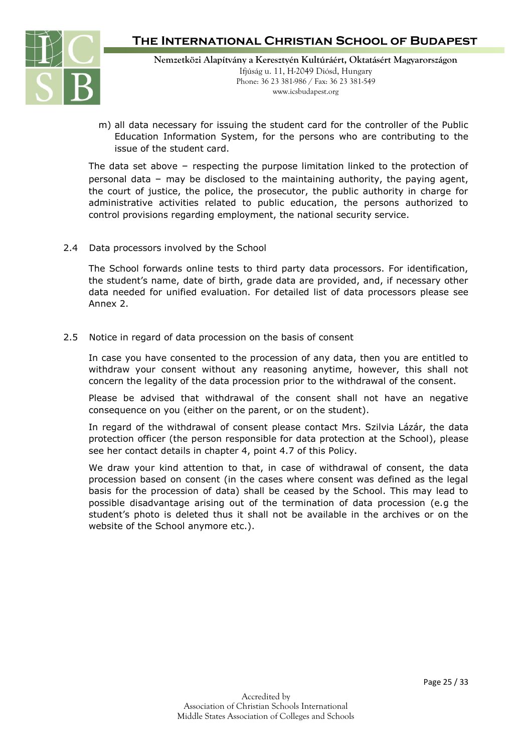m) all data necessary for issuing the student card for the controller of the Public Education Information System, for the persons who are contributing to the issue of the student card.

The data set above – respecting the purpose limitation linked to the protection of personal data – may be disclosed to the maintaining authority, the paying agent, the court of justice, the police, the prosecutor, the public authority in charge for administrative activities related to public education, the persons authorized to control provisions regarding employment, the national security service.

### 2.4 Data processors involved by the School

The School forwards online tests to third party data processors. For identification, the student's name, date of birth, grade data are provided, and, if necessary other data needed for unified evaluation. For detailed list of data processors please see Annex 2.

### 2.5 Notice in regard of data procession on the basis of consent

In case you have consented to the procession of any data, then you are entitled to withdraw your consent without any reasoning anytime, however, this shall not concern the legality of the data procession prior to the withdrawal of the consent.

Please be advised that withdrawal of the consent shall not have an negative consequence on you (either on the parent, or on the student).

In regard of the withdrawal of consent please contact Mrs. Szilvia Lázár, the data protection officer (the person responsible for data protection at the School), please see her contact details in chapter 4, point 4.7 of this Policy.

We draw your kind attention to that, in case of withdrawal of consent, the data procession based on consent (in the cases where consent was defined as the legal basis for the procession of data) shall be ceased by the School. This may lead to possible disadvantage arising out of the termination of data procession (e.g the student's photo is deleted thus it shall not be available in the archives or on the website of the School anymore etc.).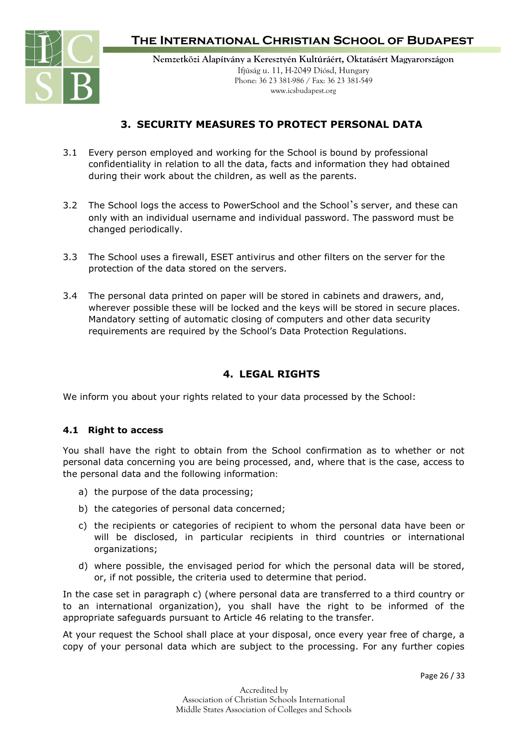## 3. SECURITY MEASURES TO PROTECT PERSONAL DATA

3.1 Every person employed and working for the School is bound by professional confidentiality in relation to all the data, facts and information they had obtained during their work about the children, as well as the parents.

3.2 The School logs the access to PowerSchool and the School's server, and these can only with an individual username and individual password. The password must be changed periodically.

3.3 The School uses a firewall, ESET antivirus and other filters on the server for the protection of the data stored on the servers.

3.4 The personal data printed on paper will be stored in cabinets and drawers, and, wherever possible these will be locked and the keys will be stored in secure places. Mandatory setting of automatic closing of computers and other data security requirements are required by the School's Data Protection Regulations.

## 4. LEGAL RIGHTS

We inform you about your rights related to your data processed by the School:

### 4.1 Right to access

You shall have the right to obtain from the School confirmation as to whether or not personal data concerning you are being processed, and, where that is the case, access to the personal data and the following information:

a) the purpose of the data processing;

b) the categories of personal data concerned;

c) the recipients or categories of recipient to whom the personal data have been or will be disclosed, in particular recipients in third countries or international organizations;

d) where possible, the envisaged period for which the personal data will be stored, or, if not possible, the criteria used to determine that period.

In the case set in paragraph c) (where personal data are transferred to a third country or to an international organization), you shall have the right to be informed of the appropriate safeguards pursuant to Article 46 relating to the transfer.

At your request the School shall place at your disposal, once every year free of charge, a copy of your personal data which are subject to the processing. For any further copies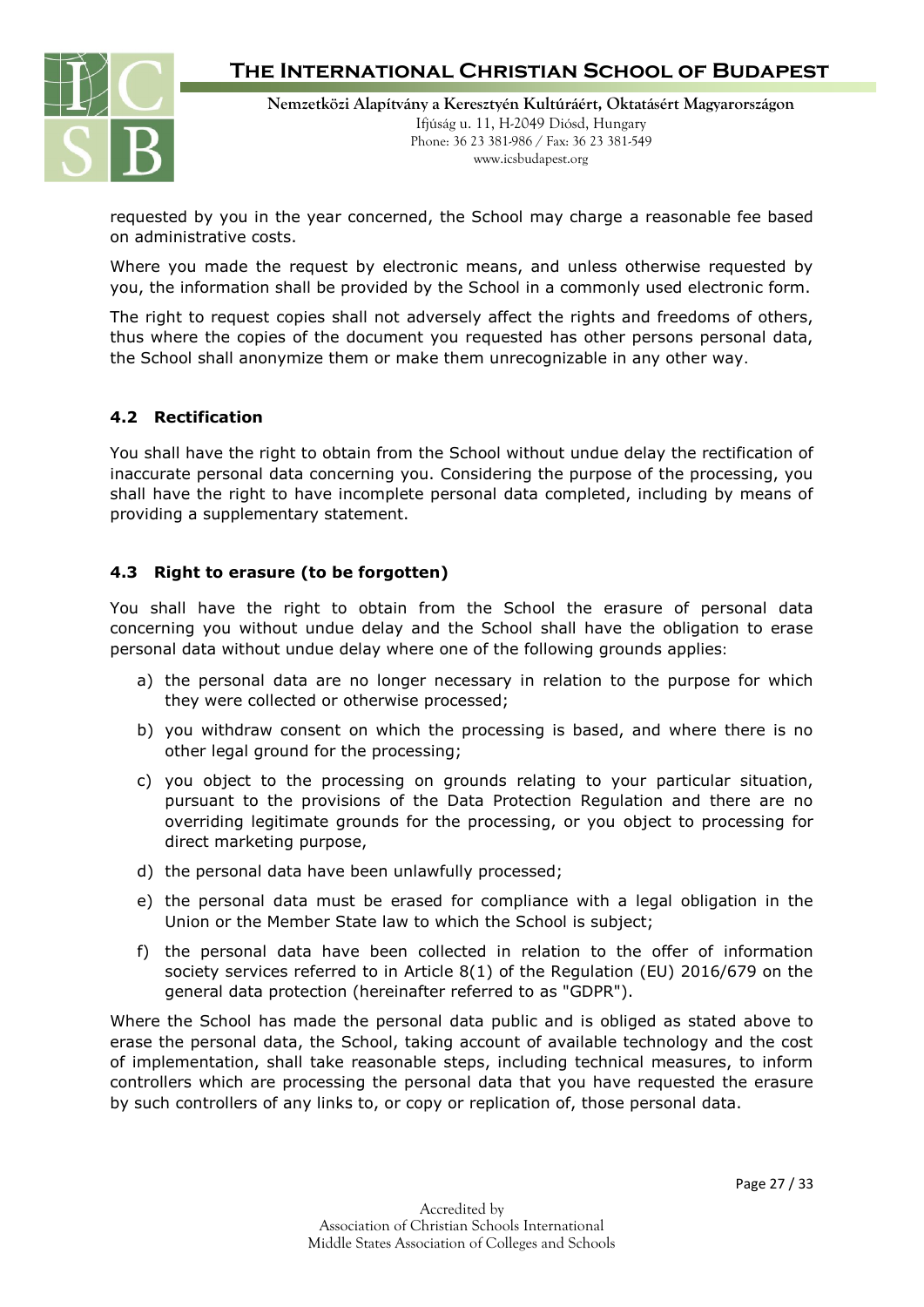requested by you in the year concerned, the School may charge a reasonable fee based on administrative costs.

Where you made the request by electronic means, and unless otherwise requested by you, the information shall be provided by the School in a commonly used electronic form.

The right to request copies shall not adversely affect the rights and freedoms of others, thus where the copies of the document you requested has other persons personal data, the School shall anonymize them or make them unrecognizable in any other way.

### 4.2 Rectification

You shall have the right to obtain from the School without undue delay the rectification of inaccurate personal data concerning you. Considering the purpose of the processing, you shall have the right to have incomplete personal data completed, including by means of providing a supplementary statement.

### 4.3 Right to erasure (to be forgotten)

You shall have the right to obtain from the School the erasure of personal data concerning you without undue delay and the School shall have the obligation to erase personal data without undue delay where one of the following grounds applies:

a) the personal data are no longer necessary in relation to the purpose for which they were collected or otherwise processed;

b) you withdraw consent on which the processing is based, and where there is no other legal ground for the processing;

c) you object to the processing on grounds relating to your particular situation, pursuant to the provisions of the Data Protection Regulation and there are no overriding legitimate grounds for the processing, or you object to processing for direct marketing purpose,

d) the personal data have been unlawfully processed;

e) the personal data must be erased for compliance with a legal obligation in the Union or the Member State law to which the School is subject;

f) the personal data have been collected in relation to the offer of information society services referred to in Article 8(1) of the Regulation (EU) 2016/679 on the general data protection (hereinafter referred to as "GDPR").

Where the School has made the personal data public and is obliged as stated above to erase the personal data, the School, taking account of available technology and the cost of implementation, shall take reasonable steps, including technical measures, to inform controllers which are processing the personal data that you have requested the erasure by such controllers of any links to, or copy or replication of, those personal data.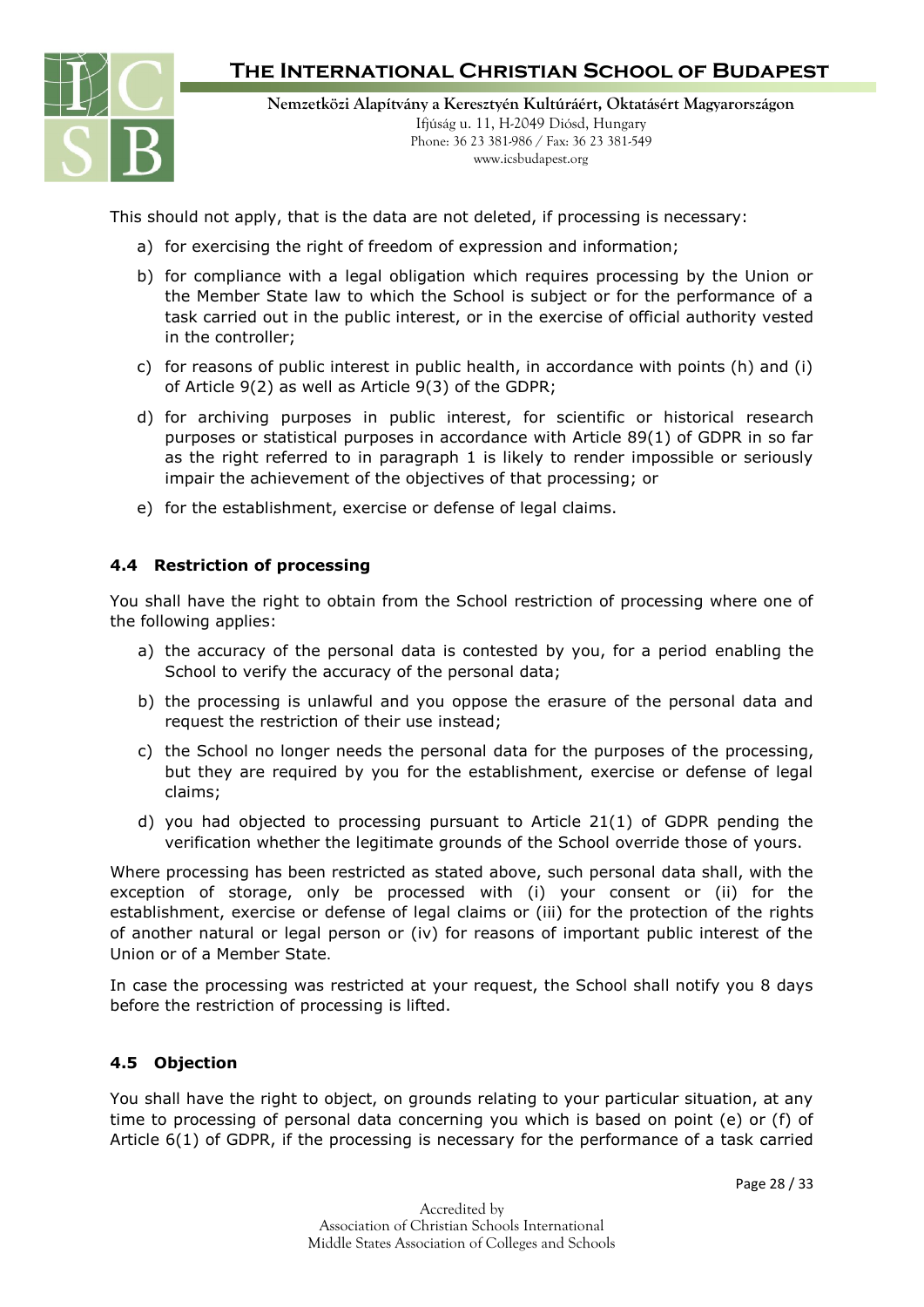This should not apply, that is the data are not deleted, if processing is necessary:

a) for exercising the right of freedom of expression and information;

b) for compliance with a legal obligation which requires processing by the Union or the Member State law to which the School is subject or for the performance of a task carried out in the public interest, or in the exercise of official authority vested in the controller;

c) for reasons of public interest in public health, in accordance with points (h) and (i) of Article 9(2) as well as Article 9(3) of the GDPR;

d) for archiving purposes in public interest, for scientific or historical research purposes or statistical purposes in accordance with Article 89(1) of GDPR in so far as the right referred to in paragraph 1 is likely to render impossible or seriously impair the achievement of the objectives of that processing; or

e) for the establishment, exercise or defense of legal claims.

### 4.4 Restriction of processing

You shall have the right to obtain from the School restriction of processing where one of the following applies:

a) the accuracy of the personal data is contested by you, for a period enabling the School to verify the accuracy of the personal data;

b) the processing is unlawful and you oppose the erasure of the personal data and request the restriction of their use instead;

c) the School no longer needs the personal data for the purposes of the processing, but they are required by you for the establishment, exercise or defense of legal claims;

d) you had objected to processing pursuant to Article 21(1) of GDPR pending the verification whether the legitimate grounds of the School override those of yours.

Where processing has been restricted as stated above, such personal data shall, with the exception of storage, only be processed with (i) your consent or (ii) for the establishment, exercise or defense of legal claims or (iii) for the protection of the rights of another natural or legal person or (iv) for reasons of important public interest of the Union or of a Member State.

In case the processing was restricted at your request, the School shall notify you 8 days before the restriction of processing is lifted.

### 4.5 Objection

You shall have the right to object, on grounds relating to your particular situation, at any time to processing of personal data concerning you which is based on point (e) or (f) of Article 6(1) of GDPR, if the processing is necessary for the performance of a task carried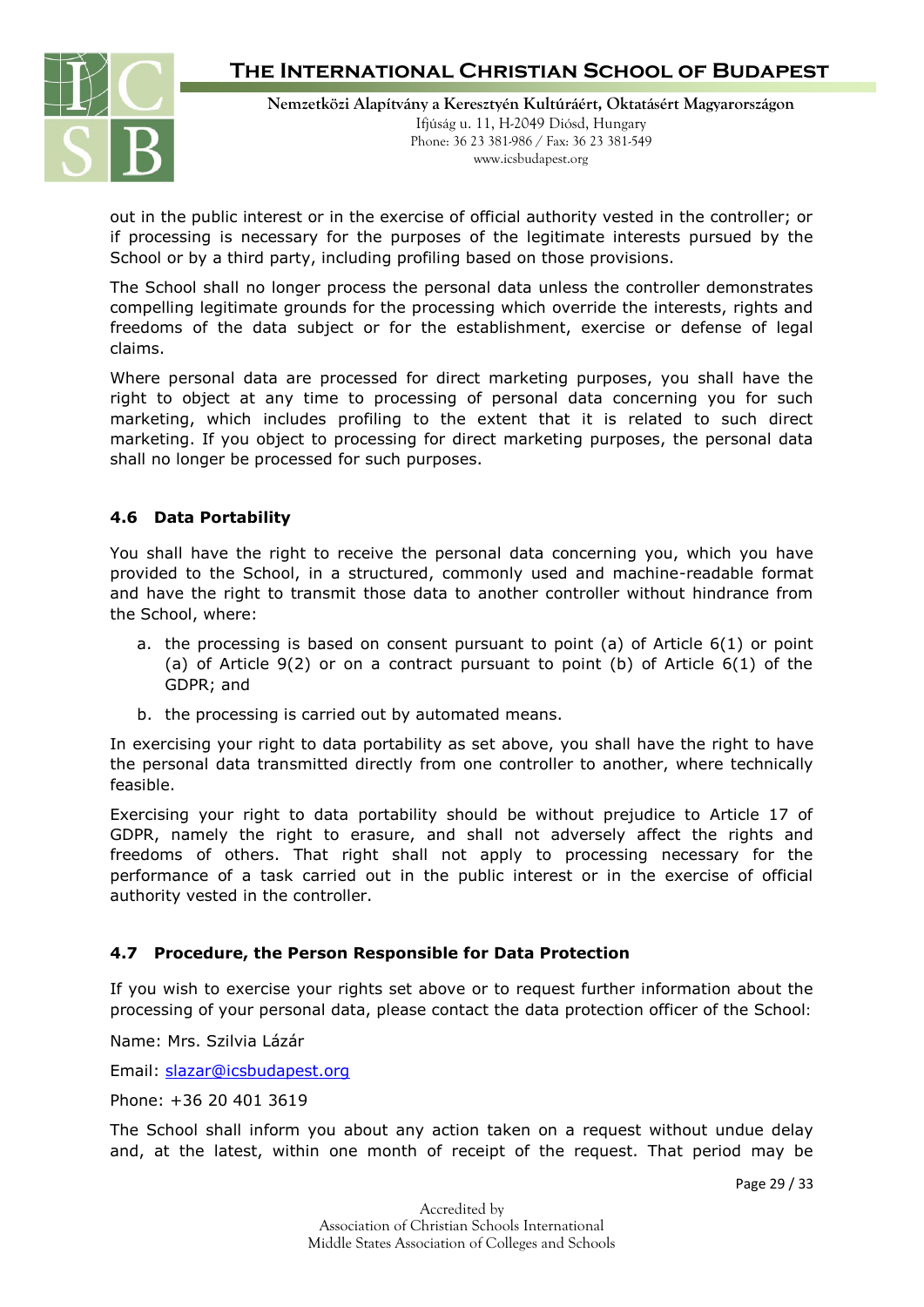out in the public interest or in the exercise of official authority vested in the controller; or if processing is necessary for the purposes of the legitimate interests pursued by the School or by a third party, including profiling based on those provisions.

The School shall no longer process the personal data unless the controller demonstrates compelling legitimate grounds for the processing which override the interests, rights and freedoms of the data subject or for the establishment, exercise or defense of legal claims.

Where personal data are processed for direct marketing purposes, you shall have the right to object at any time to processing of personal data concerning you for such marketing, which includes profiling to the extent that it is related to such direct marketing. If you object to processing for direct marketing purposes, the personal data shall no longer be processed for such purposes.

### 4.6 Data Portability

You shall have the right to receive the personal data concerning you, which you have provided to the School, in a structured, commonly used and machine-readable format and have the right to transmit those data to another controller without hindrance from the School, where:

a. the processing is based on consent pursuant to point (a) of Article 6(1) or point (a) of Article 9(2) or on a contract pursuant to point (b) of Article 6(1) of the GDPR; and
b. the processing is carried out by automated means.

In exercising your right to data portability as set above, you shall have the right to have the personal data transmitted directly from one controller to another, where technically feasible.

Exercising your right to data portability should be without prejudice to Article 17 of GDPR, namely the right to erasure, and shall not adversely affect the rights and freedoms of others. That right shall not apply to processing necessary for the performance of a task carried out in the public interest or in the exercise of official authority vested in the controller.

### 4.7 Procedure, the Person Responsible for Data Protection

If you wish to exercise your rights set above or to request further information about the processing of your personal data, please contact the data protection officer of the School:

Name: Mrs. Szilvia Lázár

Email: slazar@icsbudapest.org

Phone: +36 20 401 3619

The School shall inform you about any action taken on a request without undue delay and, at the latest, within one month of receipt of the request. That period may be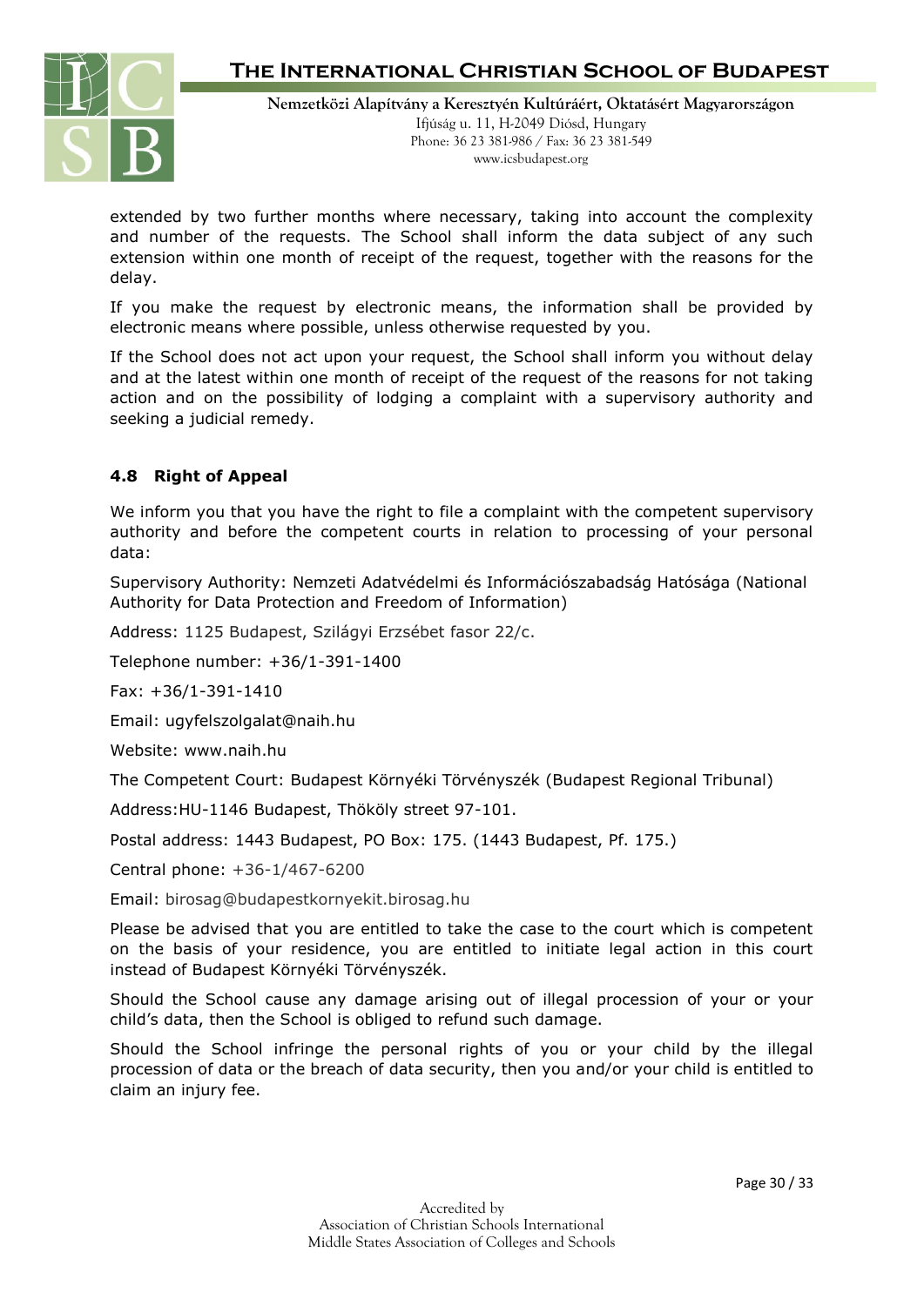extended by two further months where necessary, taking into account the complexity and number of the requests. The School shall inform the data subject of any such extension within one month of receipt of the request, together with the reasons for the delay.

If you make the request by electronic means, the information shall be provided by electronic means where possible, unless otherwise requested by you.

If the School does not act upon your request, the School shall inform you without delay and at the latest within one month of receipt of the request of the reasons for not taking action and on the possibility of lodging a complaint with a supervisory authority and seeking a judicial remedy.

### 4.8 Right of Appeal

We inform you that you have the right to file a complaint with the competent supervisory authority and before the competent courts in relation to processing of your personal data:

Supervisory Authority: Nemzeti Adatvédelmi és Információszabadság Hatósága (National Authority for Data Protection and Freedom of Information)

Address: 1125 Budapest, Szilágyi Erzsébet fasor 22/c.

Telephone number: +36/1-391-1400

Fax: +36/1-391-1410

Email: ugyfelszolgalat@naih.hu

Website: www.naih.hu

The Competent Court: Budapest Környéki Törvényszék (Budapest Regional Tribunal)

Address:HU-1146 Budapest, Thököly street 97-101.

Postal address: 1443 Budapest, PO Box: 175. (1443 Budapest, Pf. 175.)

Central phone: +36-1/467-6200

Email: birosag@budapestkornyekit.birosag.hu

Please be advised that you are entitled to take the case to the court which is competent on the basis of your residence, you are entitled to initiate legal action in this court instead of Budapest Környéki Törvényszék.

Should the School cause any damage arising out of illegal procession of your or your child's data, then the School is obliged to refund such damage.

Should the School infringe the personal rights of you or your child by the illegal procession of data or the breach of data security, then you and/or your child is entitled to claim an injury fee.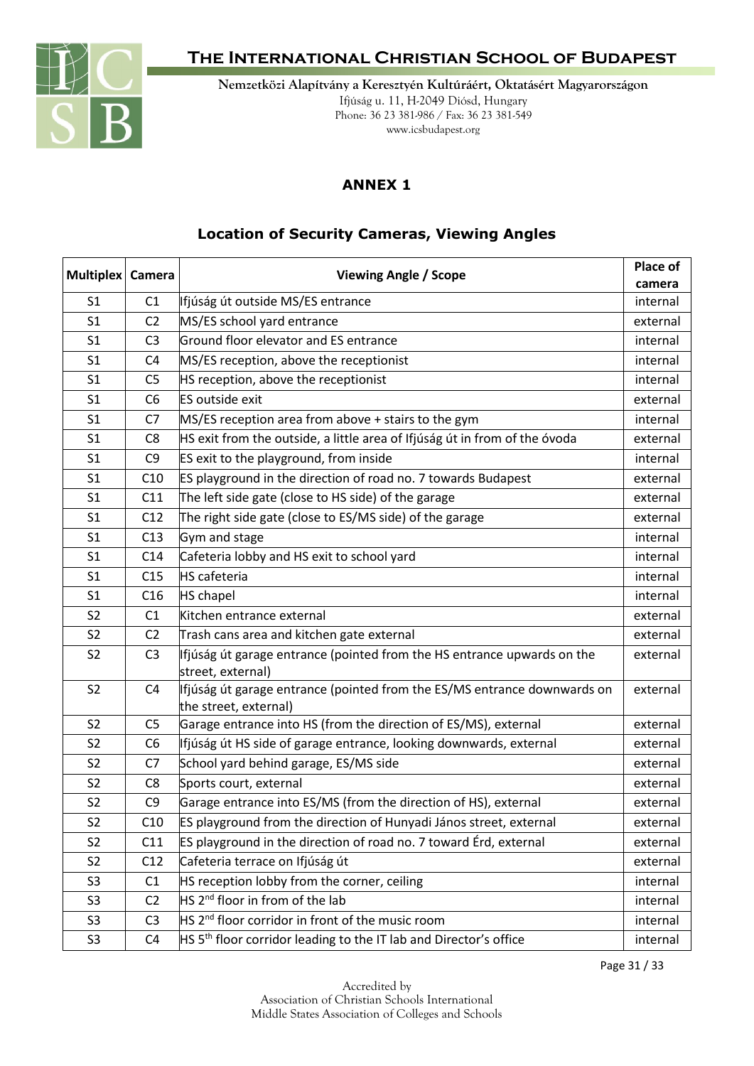## ANNEX 1

### Location of Security Cameras, Viewing Angles

| Multiplex | Camera | Viewing Angle / Scope | Place of camera |
|---|---|---|---|
| S1 | C1 | Ifjúság út outside MS/ES entrance | internal |
| S1 | C2 | MS/ES school yard entrance | external |
| S1 | C3 | Ground floor elevator and ES entrance | internal |
| S1 | C4 | MS/ES reception, above the receptionist | internal |
| S1 | C5 | HS reception, above the receptionist | internal |
| S1 | C6 | ES outside exit | external |
| S1 | C7 | MS/ES reception area from above + stairs to the gym | internal |
| S1 | C8 | HS exit from the outside, a little area of Ifjúság út in from of the óvoda | external |
| S1 | C9 | ES exit to the playground, from inside | internal |
| S1 | C10 | ES playground in the direction of road no. 7 towards Budapest | external |
| S1 | C11 | The left side gate (close to HS side) of the garage | external |
| S1 | C12 | The right side gate (close to ES/MS side) of the garage | external |
| S1 | C13 | Gym and stage | internal |
| S1 | C14 | Cafeteria lobby and HS exit to school yard | internal |
| S1 | C15 | HS cafeteria | internal |
| S1 | C16 | HS chapel | internal |
| S2 | C1 | Kitchen entrance external | external |
| S2 | C2 | Trash cans area and kitchen gate external | external |
| S2 | C3 | Ifjúság út garage entrance (pointed from the HS entrance upwards on the street, external) | external |
| S2 | C4 | Ifjúság út garage entrance (pointed from the ES/MS entrance downwards on the street, external) | external |
| S2 | C5 | Garage entrance into HS (from the direction of ES/MS), external | external |
| S2 | C6 | Ifjúság út HS side of garage entrance, looking downwards, external | external |
| S2 | C7 | School yard behind garage, ES/MS side | external |
| S2 | C8 | Sports court, external | external |
| S2 | C9 | Garage entrance into ES/MS (from the direction of HS), external | external |
| S2 | C10 | ES playground from the direction of Hunyadi János street, external | external |
| S2 | C11 | ES playground in the direction of road no. 7 toward Érd, external | external |
| S2 | C12 | Cafeteria terrace on Ifjúság út | external |
| S3 | C1 | HS reception lobby from the corner, ceiling | internal |
| S3 | C2 | HS 2nd floor in from of the lab | internal |
| S3 | C3 | HS 2nd floor corridor in front of the music room | internal |
| S3 | C4 | HS 5th floor corridor leading to the IT lab and Director's office | internal |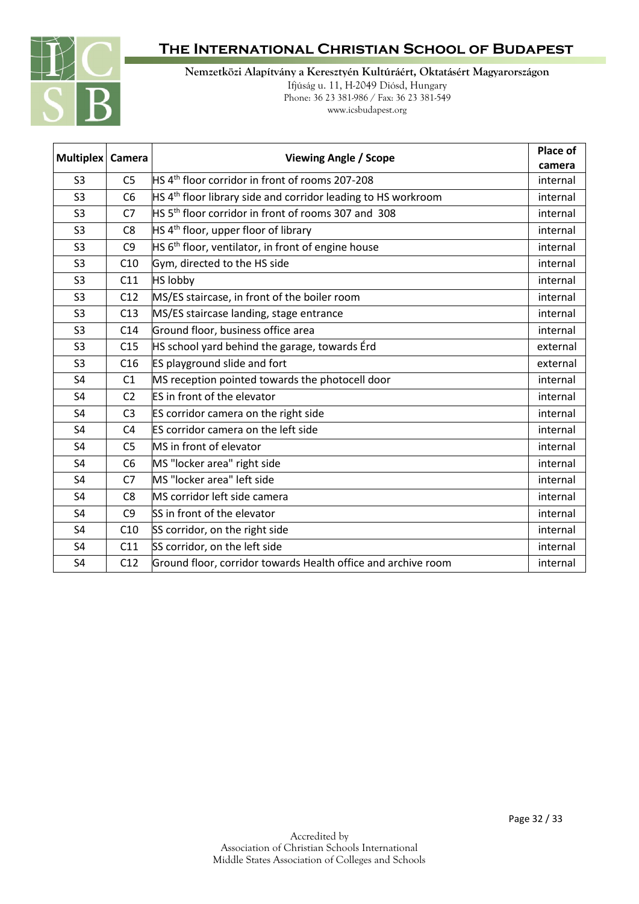| Multiplex | Camera | Viewing Angle / Scope | Place of camera |
|---|---|---|---|
| S3 | C5 | HS 4th floor corridor in front of rooms 207-208 | internal |
| S3 | C6 | HS 4th floor library side and corridor leading to HS workroom | internal |
| S3 | C7 | HS 5th floor corridor in front of rooms 307 and 308 | internal |
| S3 | C8 | HS 4th floor, upper floor of library | internal |
| S3 | C9 | HS 6th floor, ventilator, in front of engine house | internal |
| S3 | C10 | Gym, directed to the HS side | internal |
| S3 | C11 | HS lobby | internal |
| S3 | C12 | MS/ES staircase, in front of the boiler room | internal |
| S3 | C13 | MS/ES staircase landing, stage entrance | internal |
| S3 | C14 | Ground floor, business office area | internal |
| S3 | C15 | HS school yard behind the garage, towards Érd | external |
| S3 | C16 | ES playground slide and fort | external |
| S4 | C1 | MS reception pointed towards the photocell door | internal |
| S4 | C2 | ES in front of the elevator | internal |
| S4 | C3 | ES corridor camera on the right side | internal |
| S4 | C4 | ES corridor camera on the left side | internal |
| S4 | C5 | MS in front of elevator | internal |
| S4 | C6 | MS "locker area" right side | internal |
| S4 | C7 | MS "locker area" left side | internal |
| S4 | C8 | MS corridor left side camera | internal |
| S4 | C9 | SS in front of the elevator | internal |
| S4 | C10 | SS corridor, on the right side | internal |
| S4 | C11 | SS corridor, on the left side | internal |
| S4 | C12 | Ground floor, corridor towards Health office and archive room | internal |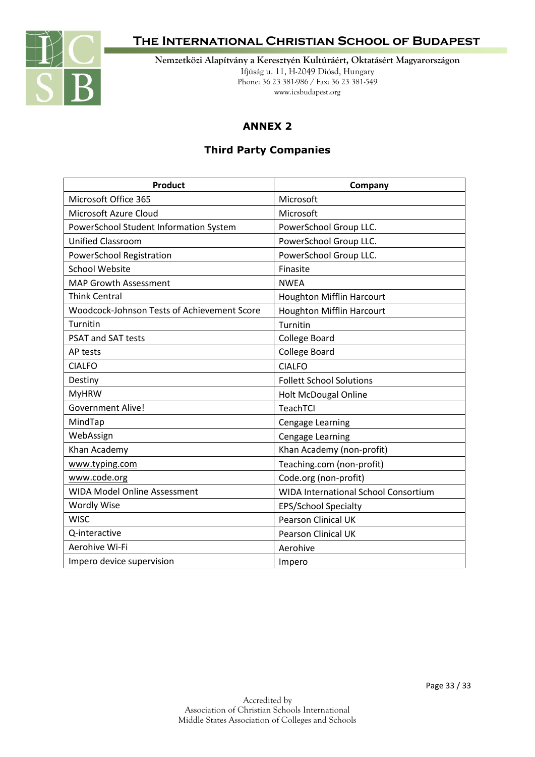## ANNEX 2

### Third Party Companies

| Product | Company |
|---|---|
| Microsoft Office 365 | Microsoft |
| Microsoft Azure Cloud | Microsoft |
| PowerSchool Student Information System | PowerSchool Group LLC. |
| Unified Classroom | PowerSchool Group LLC. |
| PowerSchool Registration | PowerSchool Group LLC. |
| School Website | Finasite |
| MAP Growth Assessment | NWEA |
| Think Central | Houghton Mifflin Harcourt |
| Woodcock-Johnson Tests of Achievement Score | Houghton Mifflin Harcourt |
| Turnitin | Turnitin |
| PSAT and SAT tests | College Board |
| AP tests | College Board |
| CIALFO | CIALFO |
| Destiny | Follett School Solutions |
| MyHRW | Holt McDougal Online |
| Government Alive! | TeachTCI |
| MindTap | Cengage Learning |
| WebAssign | Cengage Learning |
| Khan Academy | Khan Academy (non-profit) |
| www.typing.com | Teaching.com (non-profit) |
| www.code.org | Code.org (non-profit) |
| WIDA Model Online Assessment | WIDA International School Consortium |
| Wordly Wise | EPS/School Specialty |
| WISC | Pearson Clinical UK |
| Q-interactive | Pearson Clinical UK |
| Aerohive Wi-Fi | Aerohive |
| Impero device supervision | Impero |